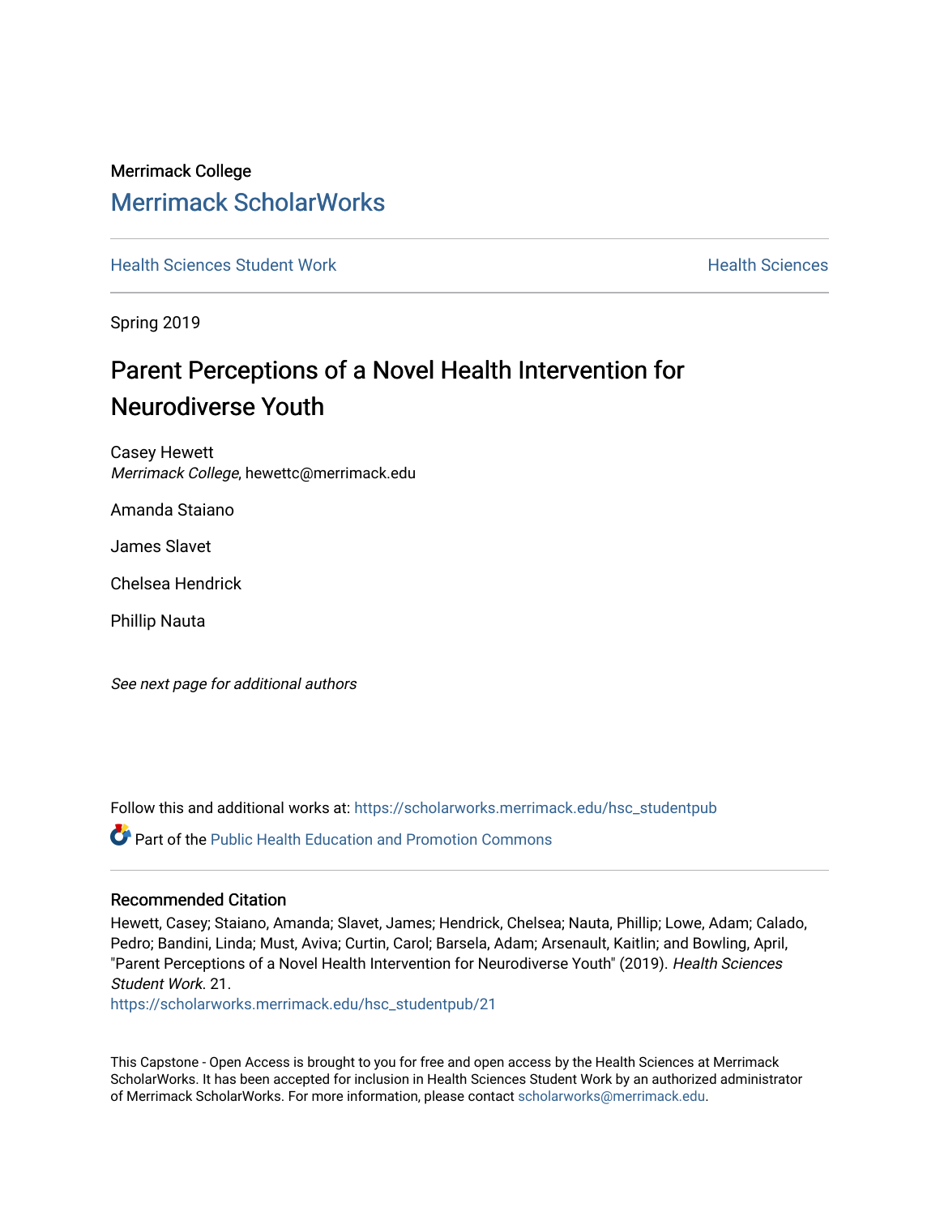Merrimack College

# Merrimack ScholarWorks

Health Sciences Student Work | Health Sciences

Spring 2019

## Parent Perceptions of a Novel Health Intervention for Neurodiverse Youth

Casey Hewett
*Merrimack College*, hewettc@merrimack.edu

Amanda Staiano

James Slavet

Chelsea Hendrick

Phillip Nauta

*See next page for additional authors*

Follow this and additional works at: https://scholarworks.merrimack.edu/hsc_studentpub

Part of the Public Health Education and Promotion Commons

### Recommended Citation

Hewett, Casey; Staiano, Amanda; Slavet, James; Hendrick, Chelsea; Nauta, Phillip; Lowe, Adam; Calado, Pedro; Bandini, Linda; Must, Aviva; Curtin, Carol; Barsela, Adam; Arsenault, Kaitlin; and Bowling, April, "Parent Perceptions of a Novel Health Intervention for Neurodiverse Youth" (2019). *Health Sciences Student Work*. 21.
https://scholarworks.merrimack.edu/hsc_studentpub/21

This Capstone - Open Access is brought to you for free and open access by the Health Sciences at Merrimack ScholarWorks. It has been accepted for inclusion in Health Sciences Student Work by an authorized administrator of Merrimack ScholarWorks. For more information, please contact scholarworks@merrimack.edu.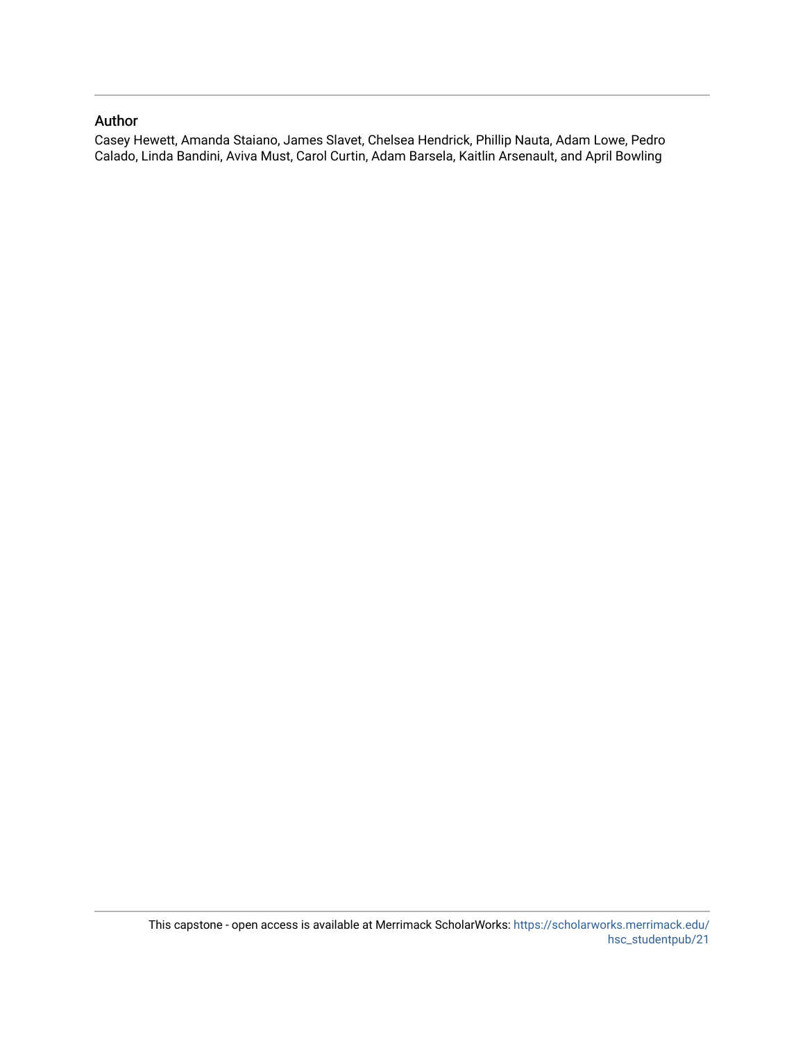## Author

Casey Hewett, Amanda Staiano, James Slavet, Chelsea Hendrick, Phillip Nauta, Adam Lowe, Pedro Calado, Linda Bandini, Aviva Must, Carol Curtin, Adam Barsela, Kaitlin Arsenault, and April Bowling

This capstone - open access is available at Merrimack ScholarWorks: https://scholarworks.merrimack.edu/hsc_studentpub/21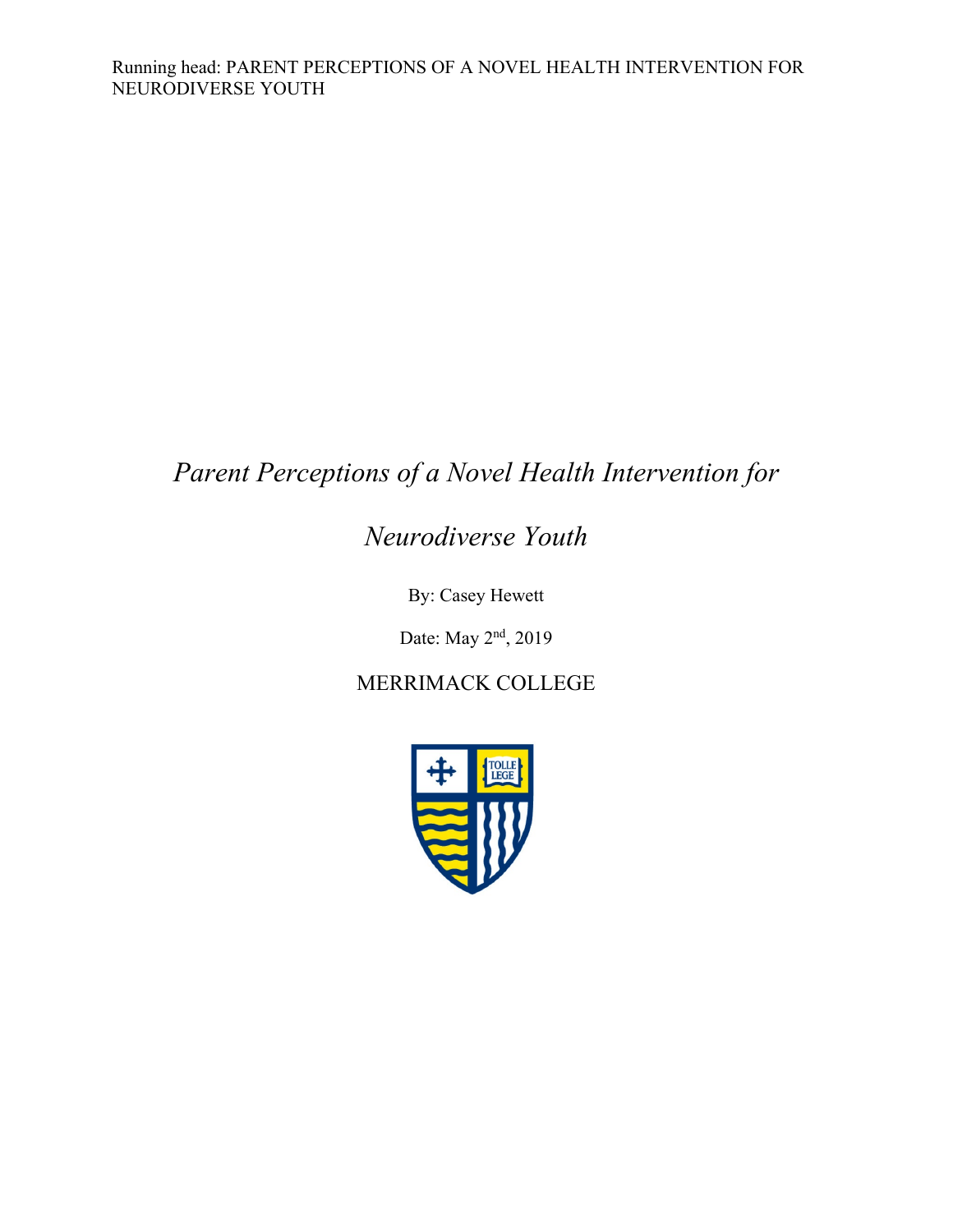# *Parent Perceptions of a Novel Health Intervention for Neurodiverse Youth*

By: Casey Hewett

Date: May 2nd, 2019

MERRIMACK COLLEGE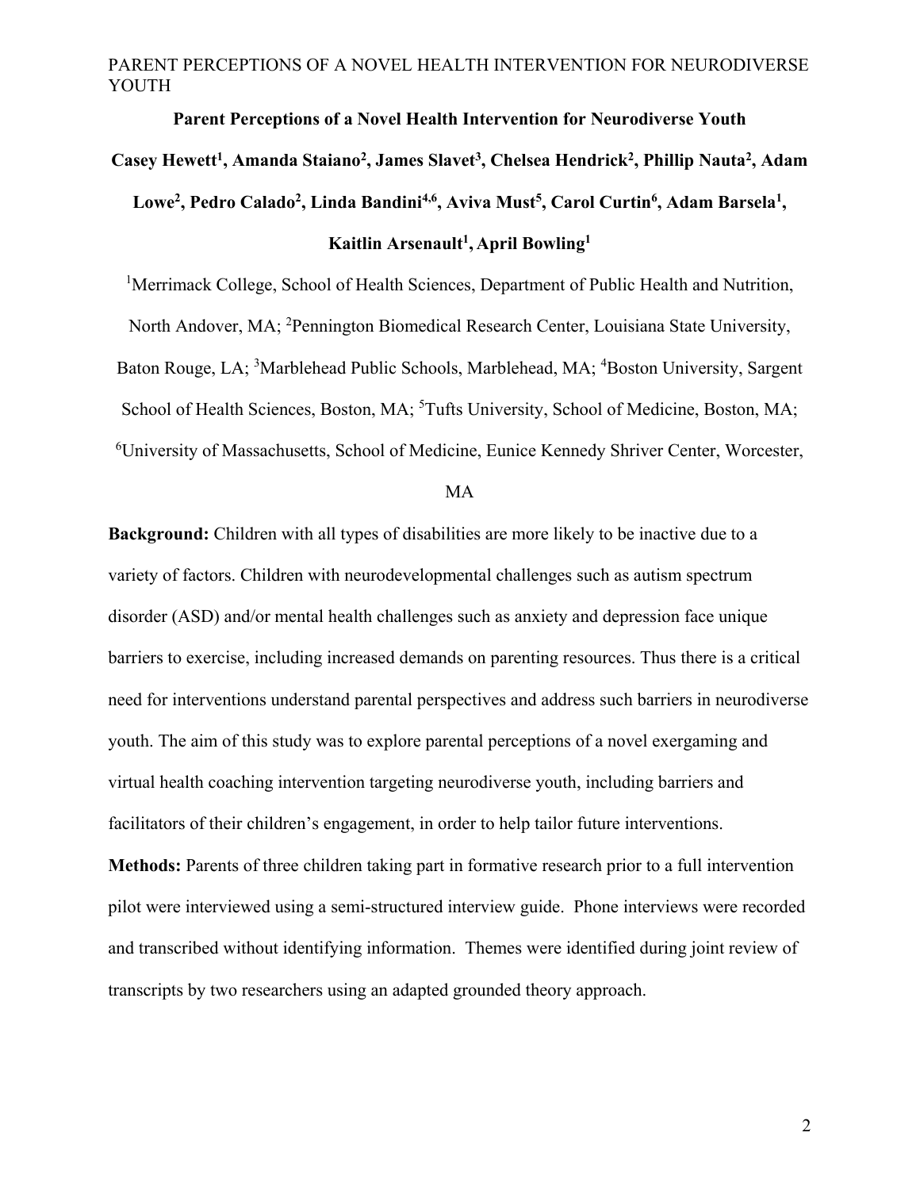**Parent Perceptions of a Novel Health Intervention for Neurodiverse Youth**

**Casey Hewett[1], Amanda Staiano[2], James Slavet[3], Chelsea Hendrick[2], Phillip Nauta[2], Adam Lowe[2], Pedro Calado[2], Linda Bandini[4,6], Aviva Must[5], Carol Curtin[6], Adam Barsela[1], Kaitlin Arsenault[1], April Bowling[1]**

[1]Merrimack College, School of Health Sciences, Department of Public Health and Nutrition, North Andover, MA; [2]Pennington Biomedical Research Center, Louisiana State University, Baton Rouge, LA; [3]Marblehead Public Schools, Marblehead, MA; [4]Boston University, Sargent School of Health Sciences, Boston, MA; [5]Tufts University, School of Medicine, Boston, MA; [6]University of Massachusetts, School of Medicine, Eunice Kennedy Shriver Center, Worcester, MA

**Background:** Children with all types of disabilities are more likely to be inactive due to a variety of factors. Children with neurodevelopmental challenges such as autism spectrum disorder (ASD) and/or mental health challenges such as anxiety and depression face unique barriers to exercise, including increased demands on parenting resources. Thus there is a critical need for interventions understand parental perspectives and address such barriers in neurodiverse youth. The aim of this study was to explore parental perceptions of a novel exergaming and virtual health coaching intervention targeting neurodiverse youth, including barriers and facilitators of their children's engagement, in order to help tailor future interventions.

**Methods:** Parents of three children taking part in formative research prior to a full intervention pilot were interviewed using a semi-structured interview guide. Phone interviews were recorded and transcribed without identifying information. Themes were identified during joint review of transcripts by two researchers using an adapted grounded theory approach.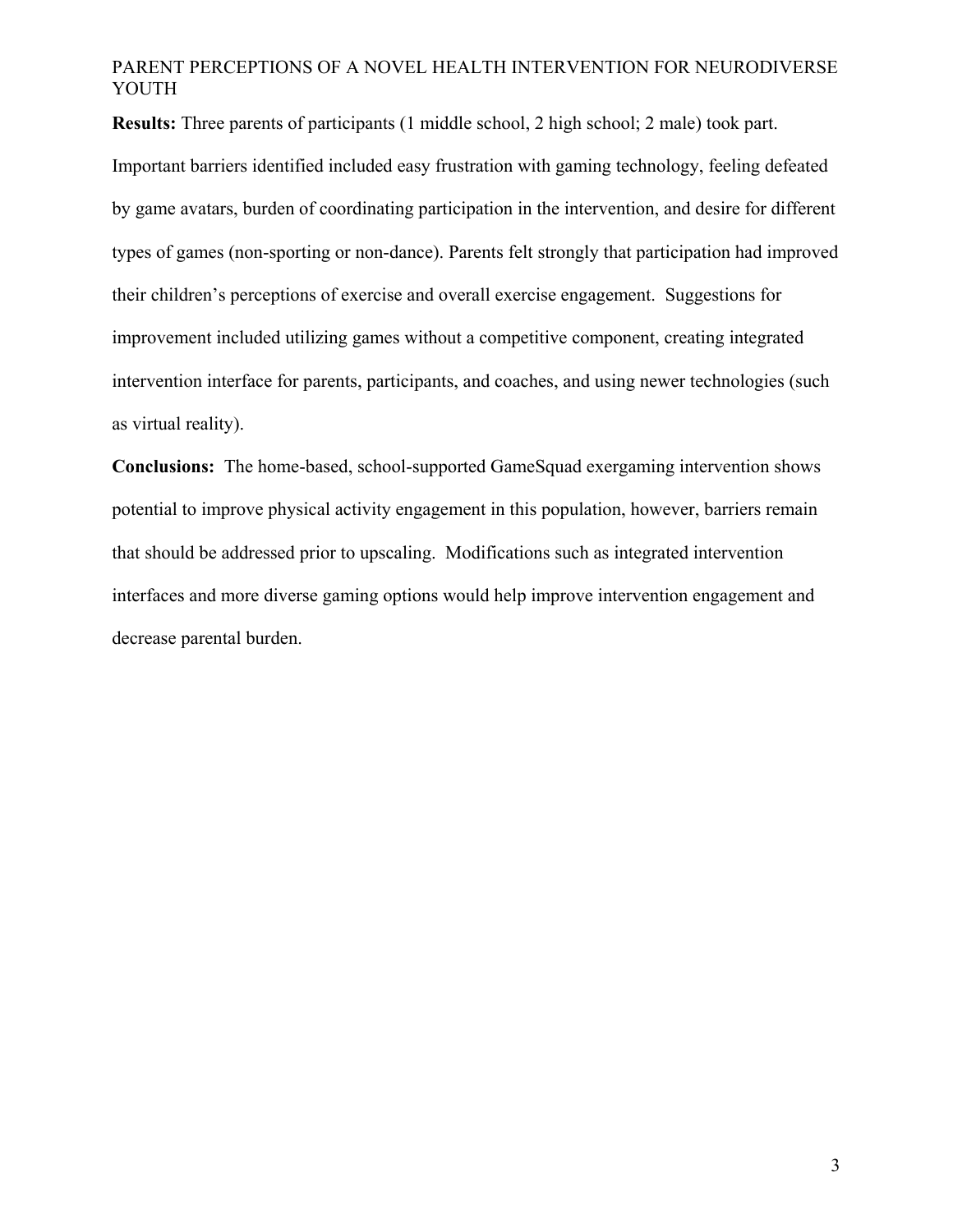**Results:** Three parents of participants (1 middle school, 2 high school; 2 male) took part. Important barriers identified included easy frustration with gaming technology, feeling defeated by game avatars, burden of coordinating participation in the intervention, and desire for different types of games (non-sporting or non-dance). Parents felt strongly that participation had improved their children's perceptions of exercise and overall exercise engagement. Suggestions for improvement included utilizing games without a competitive component, creating integrated intervention interface for parents, participants, and coaches, and using newer technologies (such as virtual reality).

**Conclusions:** The home-based, school-supported GameSquad exergaming intervention shows potential to improve physical activity engagement in this population, however, barriers remain that should be addressed prior to upscaling. Modifications such as integrated intervention interfaces and more diverse gaming options would help improve intervention engagement and decrease parental burden.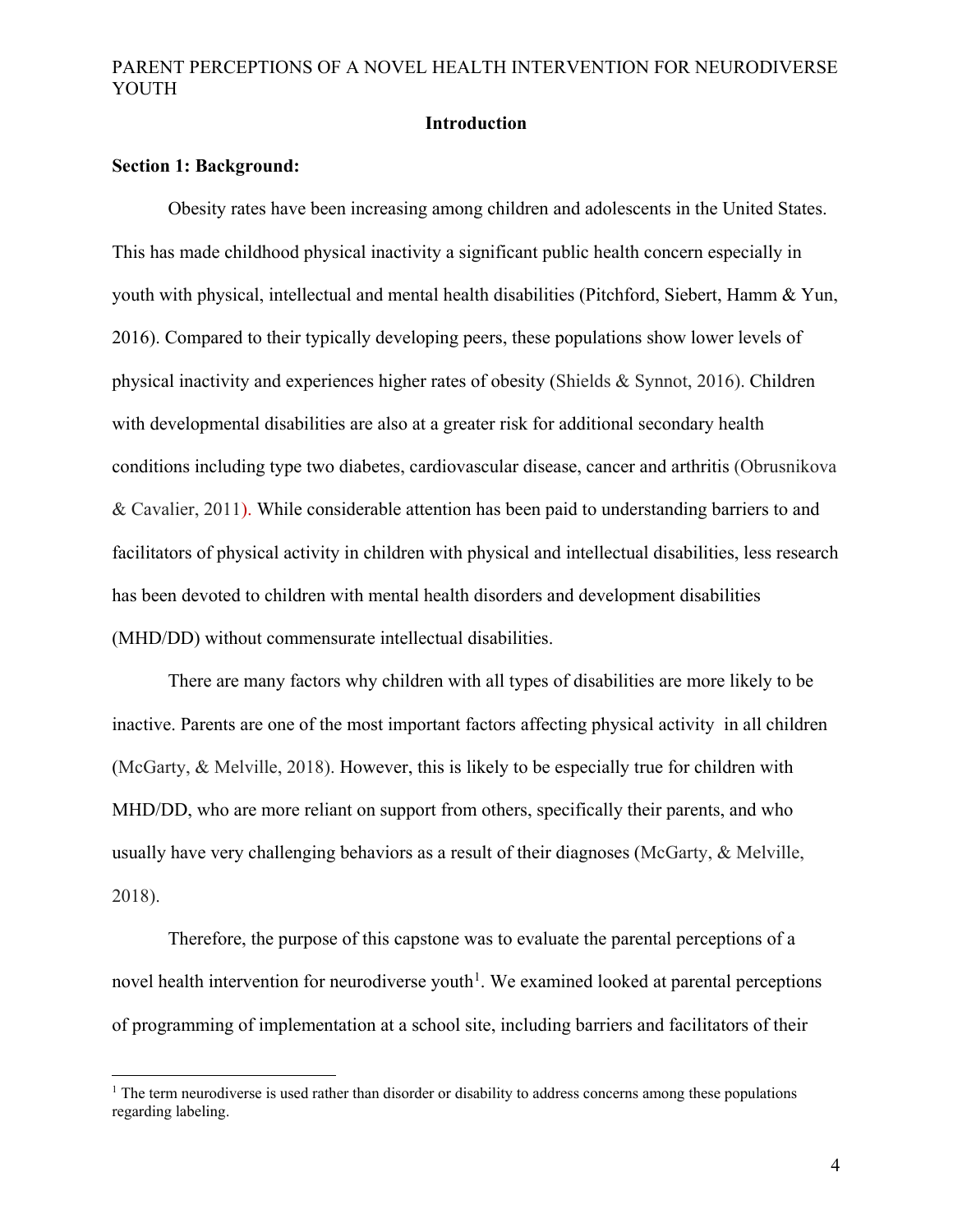## Introduction

### Section 1: Background:

Obesity rates have been increasing among children and adolescents in the United States. This has made childhood physical inactivity a significant public health concern especially in youth with physical, intellectual and mental health disabilities (Pitchford, Siebert, Hamm & Yun, 2016). Compared to their typically developing peers, these populations show lower levels of physical inactivity and experiences higher rates of obesity (Shields & Synnot, 2016). Children with developmental disabilities are also at a greater risk for additional secondary health conditions including type two diabetes, cardiovascular disease, cancer and arthritis (Obrusnikova & Cavalier, 2011). While considerable attention has been paid to understanding barriers to and facilitators of physical activity in children with physical and intellectual disabilities, less research has been devoted to children with mental health disorders and development disabilities (MHD/DD) without commensurate intellectual disabilities.

There are many factors why children with all types of disabilities are more likely to be inactive. Parents are one of the most important factors affecting physical activity in all children (McGarty, & Melville, 2018). However, this is likely to be especially true for children with MHD/DD, who are more reliant on support from others, specifically their parents, and who usually have very challenging behaviors as a result of their diagnoses (McGarty, & Melville, 2018).

Therefore, the purpose of this capstone was to evaluate the parental perceptions of a novel health intervention for neurodiverse youth[1]. We examined looked at parental perceptions of programming of implementation at a school site, including barriers and facilitators of their

[1] The term neurodiverse is used rather than disorder or disability to address concerns among these populations regarding labeling.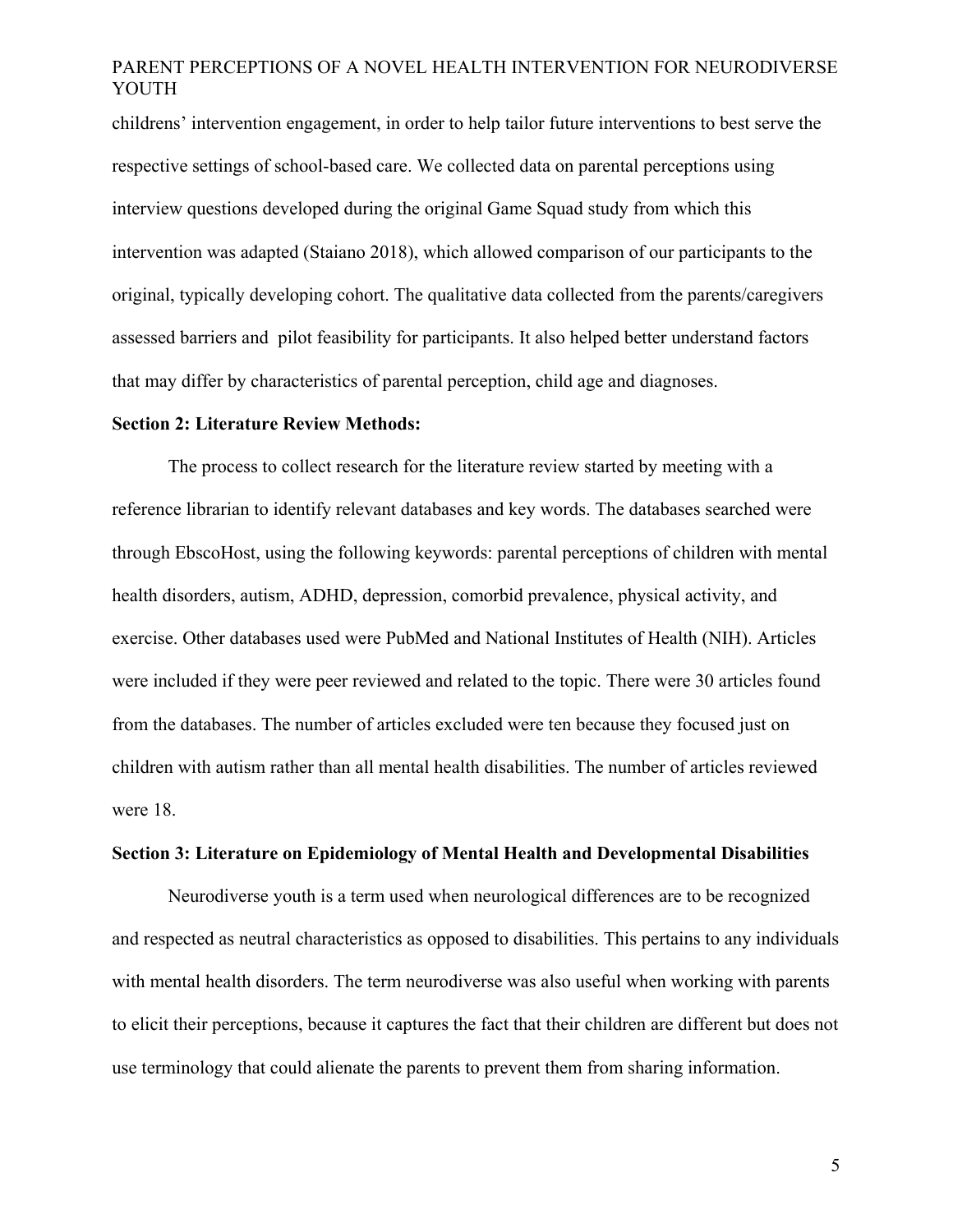childrens' intervention engagement, in order to help tailor future interventions to best serve the respective settings of school-based care. We collected data on parental perceptions using interview questions developed during the original Game Squad study from which this intervention was adapted (Staiano 2018), which allowed comparison of our participants to the original, typically developing cohort. The qualitative data collected from the parents/caregivers assessed barriers and pilot feasibility for participants. It also helped better understand factors that may differ by characteristics of parental perception, child age and diagnoses.

**Section 2: Literature Review Methods:**

The process to collect research for the literature review started by meeting with a reference librarian to identify relevant databases and key words. The databases searched were through EbscoHost, using the following keywords: parental perceptions of children with mental health disorders, autism, ADHD, depression, comorbid prevalence, physical activity, and exercise. Other databases used were PubMed and National Institutes of Health (NIH). Articles were included if they were peer reviewed and related to the topic. There were 30 articles found from the databases. The number of articles excluded were ten because they focused just on children with autism rather than all mental health disabilities. The number of articles reviewed were 18.

**Section 3: Literature on Epidemiology of Mental Health and Developmental Disabilities**

Neurodiverse youth is a term used when neurological differences are to be recognized and respected as neutral characteristics as opposed to disabilities. This pertains to any individuals with mental health disorders. The term neurodiverse was also useful when working with parents to elicit their perceptions, because it captures the fact that their children are different but does not use terminology that could alienate the parents to prevent them from sharing information.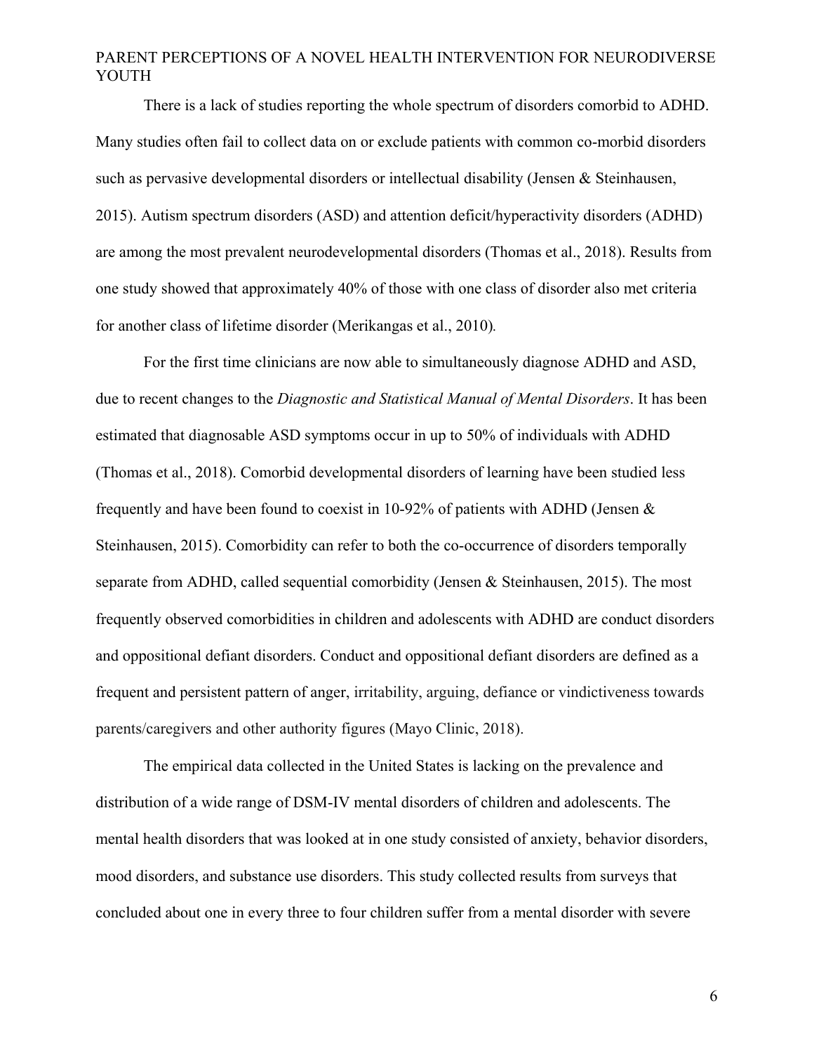There is a lack of studies reporting the whole spectrum of disorders comorbid to ADHD. Many studies often fail to collect data on or exclude patients with common co-morbid disorders such as pervasive developmental disorders or intellectual disability (Jensen & Steinhausen, 2015). Autism spectrum disorders (ASD) and attention deficit/hyperactivity disorders (ADHD) are among the most prevalent neurodevelopmental disorders (Thomas et al., 2018). Results from one study showed that approximately 40% of those with one class of disorder also met criteria for another class of lifetime disorder (Merikangas et al., 2010).

For the first time clinicians are now able to simultaneously diagnose ADHD and ASD, due to recent changes to the *Diagnostic and Statistical Manual of Mental Disorders*. It has been estimated that diagnosable ASD symptoms occur in up to 50% of individuals with ADHD (Thomas et al., 2018). Comorbid developmental disorders of learning have been studied less frequently and have been found to coexist in 10-92% of patients with ADHD (Jensen & Steinhausen, 2015). Comorbidity can refer to both the co-occurrence of disorders temporally separate from ADHD, called sequential comorbidity (Jensen & Steinhausen, 2015). The most frequently observed comorbidities in children and adolescents with ADHD are conduct disorders and oppositional defiant disorders. Conduct and oppositional defiant disorders are defined as a frequent and persistent pattern of anger, irritability, arguing, defiance or vindictiveness towards parents/caregivers and other authority figures (Mayo Clinic, 2018).

The empirical data collected in the United States is lacking on the prevalence and distribution of a wide range of DSM-IV mental disorders of children and adolescents. The mental health disorders that was looked at in one study consisted of anxiety, behavior disorders, mood disorders, and substance use disorders. This study collected results from surveys that concluded about one in every three to four children suffer from a mental disorder with severe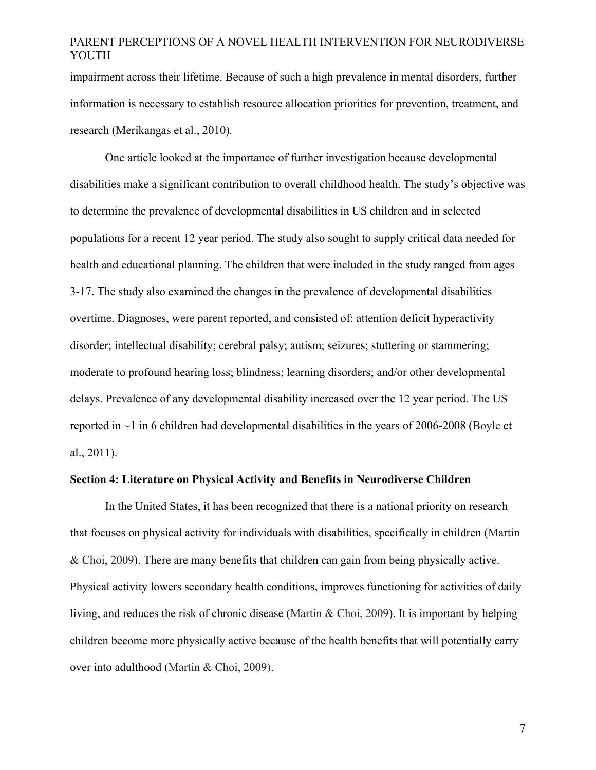impairment across their lifetime. Because of such a high prevalence in mental disorders, further information is necessary to establish resource allocation priorities for prevention, treatment, and research (Merikangas et al., 2010).

One article looked at the importance of further investigation because developmental disabilities make a significant contribution to overall childhood health. The study's objective was to determine the prevalence of developmental disabilities in US children and in selected populations for a recent 12 year period. The study also sought to supply critical data needed for health and educational planning. The children that were included in the study ranged from ages 3-17. The study also examined the changes in the prevalence of developmental disabilities overtime. Diagnoses, were parent reported, and consisted of: attention deficit hyperactivity disorder; intellectual disability; cerebral palsy; autism; seizures; stuttering or stammering; moderate to profound hearing loss; blindness; learning disorders; and/or other developmental delays. Prevalence of any developmental disability increased over the 12 year period. The US reported in ~1 in 6 children had developmental disabilities in the years of 2006-2008 (Boyle et al., 2011).

**Section 4: Literature on Physical Activity and Benefits in Neurodiverse Children**

In the United States, it has been recognized that there is a national priority on research that focuses on physical activity for individuals with disabilities, specifically in children (Martin & Choi, 2009). There are many benefits that children can gain from being physically active. Physical activity lowers secondary health conditions, improves functioning for activities of daily living, and reduces the risk of chronic disease (Martin & Choi, 2009). It is important by helping children become more physically active because of the health benefits that will potentially carry over into adulthood (Martin & Choi, 2009).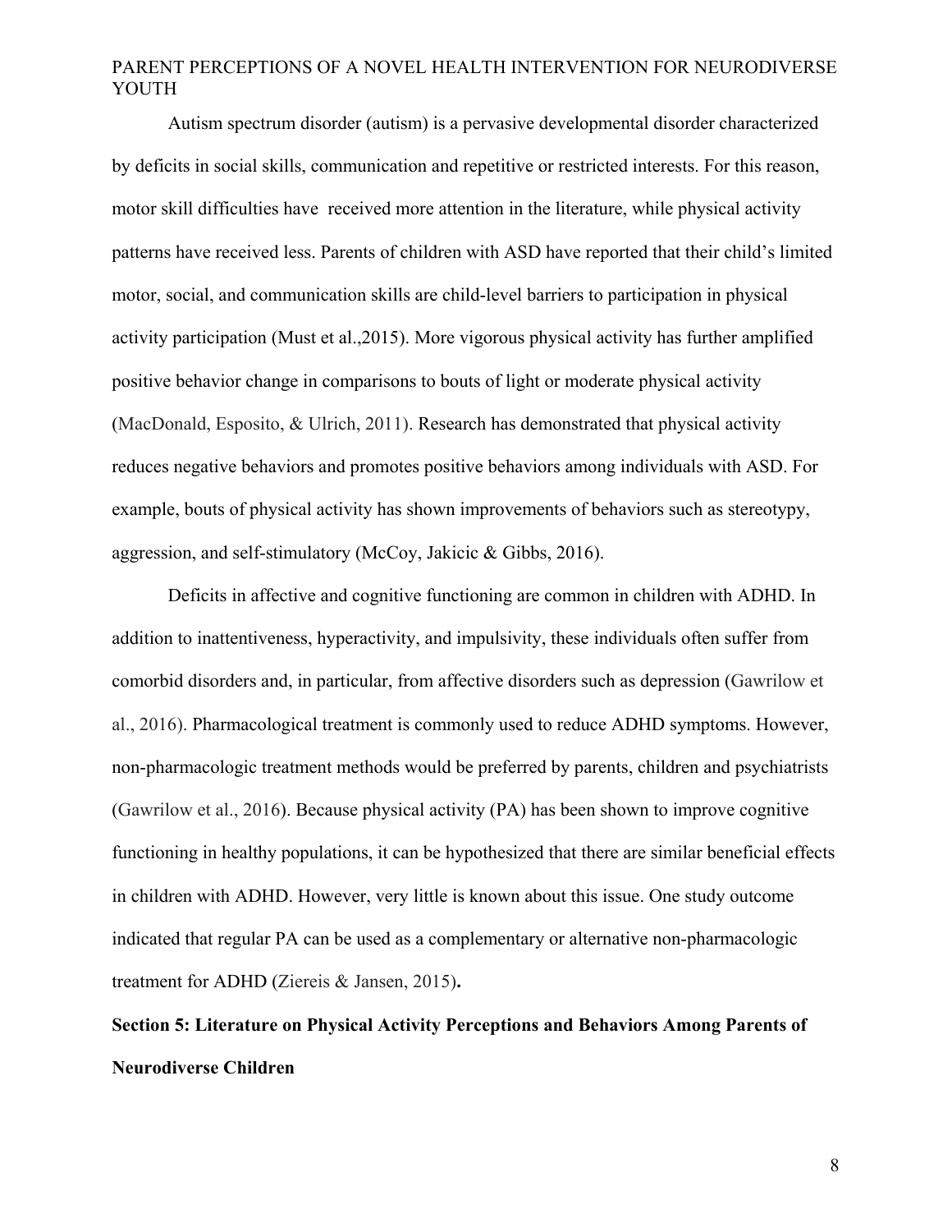Autism spectrum disorder (autism) is a pervasive developmental disorder characterized by deficits in social skills, communication and repetitive or restricted interests. For this reason, motor skill difficulties have received more attention in the literature, while physical activity patterns have received less. Parents of children with ASD have reported that their child's limited motor, social, and communication skills are child-level barriers to participation in physical activity participation (Must et al.,2015). More vigorous physical activity has further amplified positive behavior change in comparisons to bouts of light or moderate physical activity (MacDonald, Esposito, & Ulrich, 2011). Research has demonstrated that physical activity reduces negative behaviors and promotes positive behaviors among individuals with ASD. For example, bouts of physical activity has shown improvements of behaviors such as stereotypy, aggression, and self-stimulatory (McCoy, Jakicic & Gibbs, 2016).

Deficits in affective and cognitive functioning are common in children with ADHD. In addition to inattentiveness, hyperactivity, and impulsivity, these individuals often suffer from comorbid disorders and, in particular, from affective disorders such as depression (Gawrilow et al., 2016). Pharmacological treatment is commonly used to reduce ADHD symptoms. However, non-pharmacologic treatment methods would be preferred by parents, children and psychiatrists (Gawrilow et al., 2016). Because physical activity (PA) has been shown to improve cognitive functioning in healthy populations, it can be hypothesized that there are similar beneficial effects in children with ADHD. However, very little is known about this issue. One study outcome indicated that regular PA can be used as a complementary or alternative non-pharmacologic treatment for ADHD (Ziereis & Jansen, 2015)**.**

## Section 5: Literature on Physical Activity Perceptions and Behaviors Among Parents of Neurodiverse Children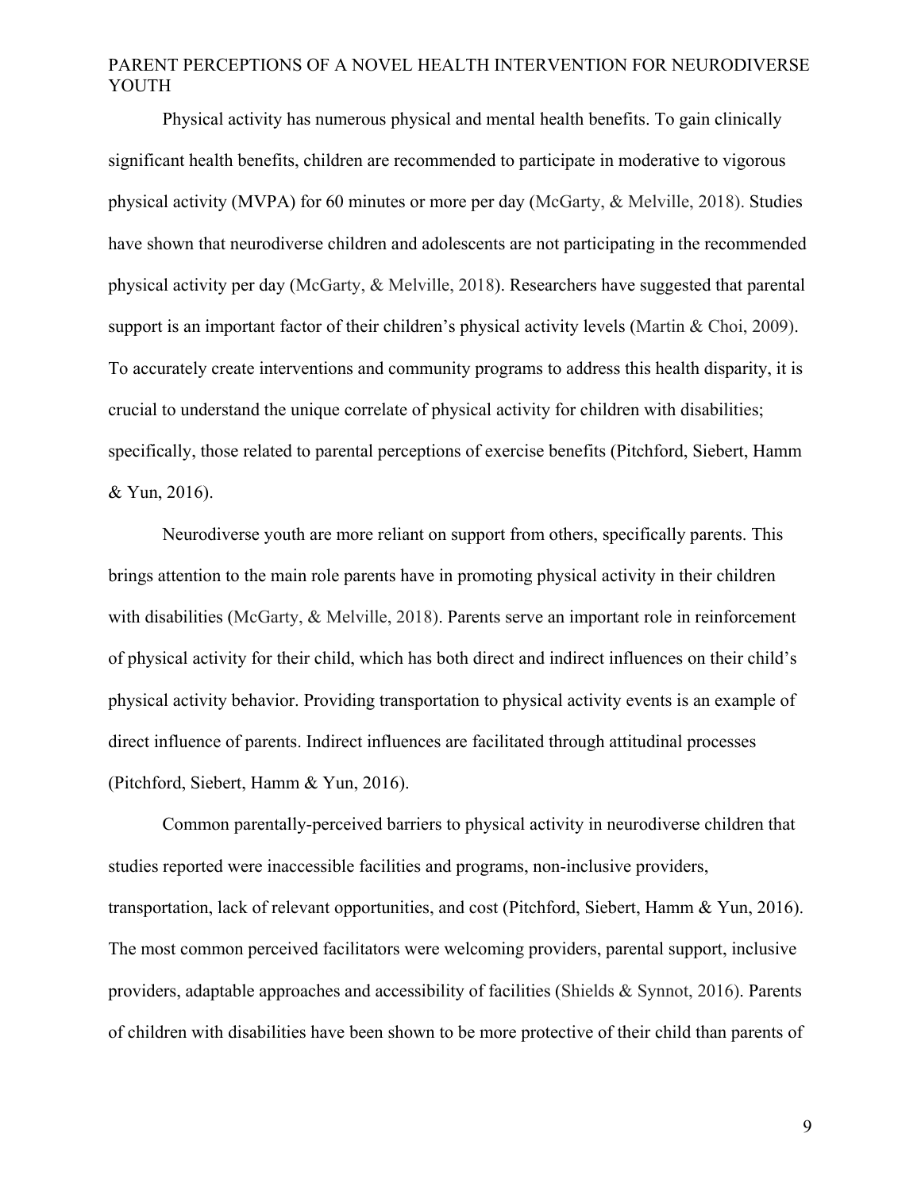Physical activity has numerous physical and mental health benefits. To gain clinically significant health benefits, children are recommended to participate in moderative to vigorous physical activity (MVPA) for 60 minutes or more per day (McGarty, & Melville, 2018). Studies have shown that neurodiverse children and adolescents are not participating in the recommended physical activity per day (McGarty, & Melville, 2018). Researchers have suggested that parental support is an important factor of their children's physical activity levels (Martin & Choi, 2009). To accurately create interventions and community programs to address this health disparity, it is crucial to understand the unique correlate of physical activity for children with disabilities; specifically, those related to parental perceptions of exercise benefits (Pitchford, Siebert, Hamm & Yun, 2016).

Neurodiverse youth are more reliant on support from others, specifically parents. This brings attention to the main role parents have in promoting physical activity in their children with disabilities (McGarty, & Melville, 2018). Parents serve an important role in reinforcement of physical activity for their child, which has both direct and indirect influences on their child's physical activity behavior. Providing transportation to physical activity events is an example of direct influence of parents. Indirect influences are facilitated through attitudinal processes (Pitchford, Siebert, Hamm & Yun, 2016).

Common parentally-perceived barriers to physical activity in neurodiverse children that studies reported were inaccessible facilities and programs, non-inclusive providers, transportation, lack of relevant opportunities, and cost (Pitchford, Siebert, Hamm & Yun, 2016). The most common perceived facilitators were welcoming providers, parental support, inclusive providers, adaptable approaches and accessibility of facilities (Shields & Synnot, 2016). Parents of children with disabilities have been shown to be more protective of their child than parents of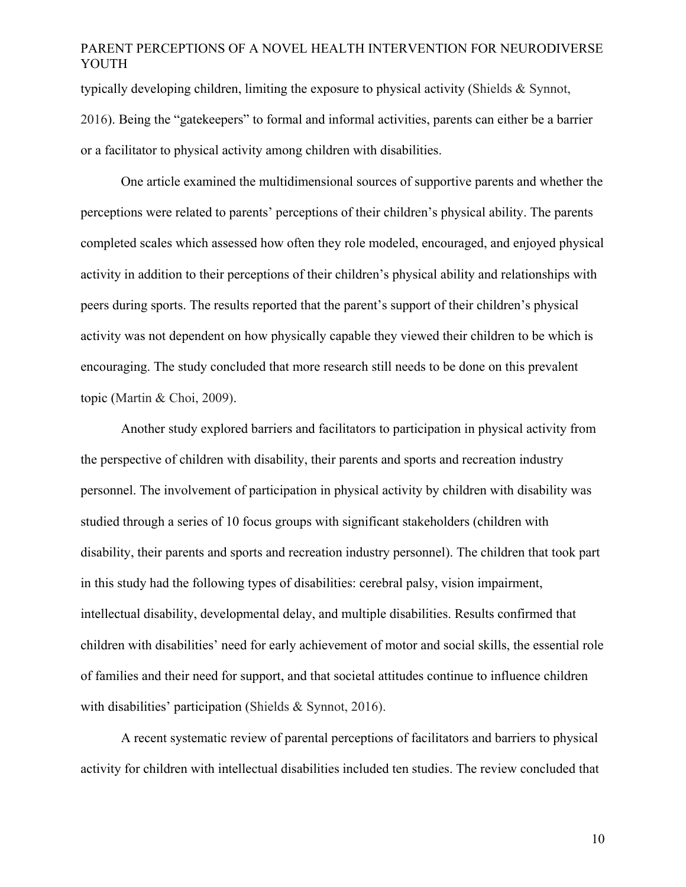typically developing children, limiting the exposure to physical activity (Shields & Synnot, 2016). Being the "gatekeepers" to formal and informal activities, parents can either be a barrier or a facilitator to physical activity among children with disabilities.

One article examined the multidimensional sources of supportive parents and whether the perceptions were related to parents' perceptions of their children's physical ability. The parents completed scales which assessed how often they role modeled, encouraged, and enjoyed physical activity in addition to their perceptions of their children's physical ability and relationships with peers during sports. The results reported that the parent's support of their children's physical activity was not dependent on how physically capable they viewed their children to be which is encouraging. The study concluded that more research still needs to be done on this prevalent topic (Martin & Choi, 2009).

Another study explored barriers and facilitators to participation in physical activity from the perspective of children with disability, their parents and sports and recreation industry personnel. The involvement of participation in physical activity by children with disability was studied through a series of 10 focus groups with significant stakeholders (children with disability, their parents and sports and recreation industry personnel). The children that took part in this study had the following types of disabilities: cerebral palsy, vision impairment, intellectual disability, developmental delay, and multiple disabilities. Results confirmed that children with disabilities' need for early achievement of motor and social skills, the essential role of families and their need for support, and that societal attitudes continue to influence children with disabilities' participation (Shields & Synnot, 2016).

A recent systematic review of parental perceptions of facilitators and barriers to physical activity for children with intellectual disabilities included ten studies. The review concluded that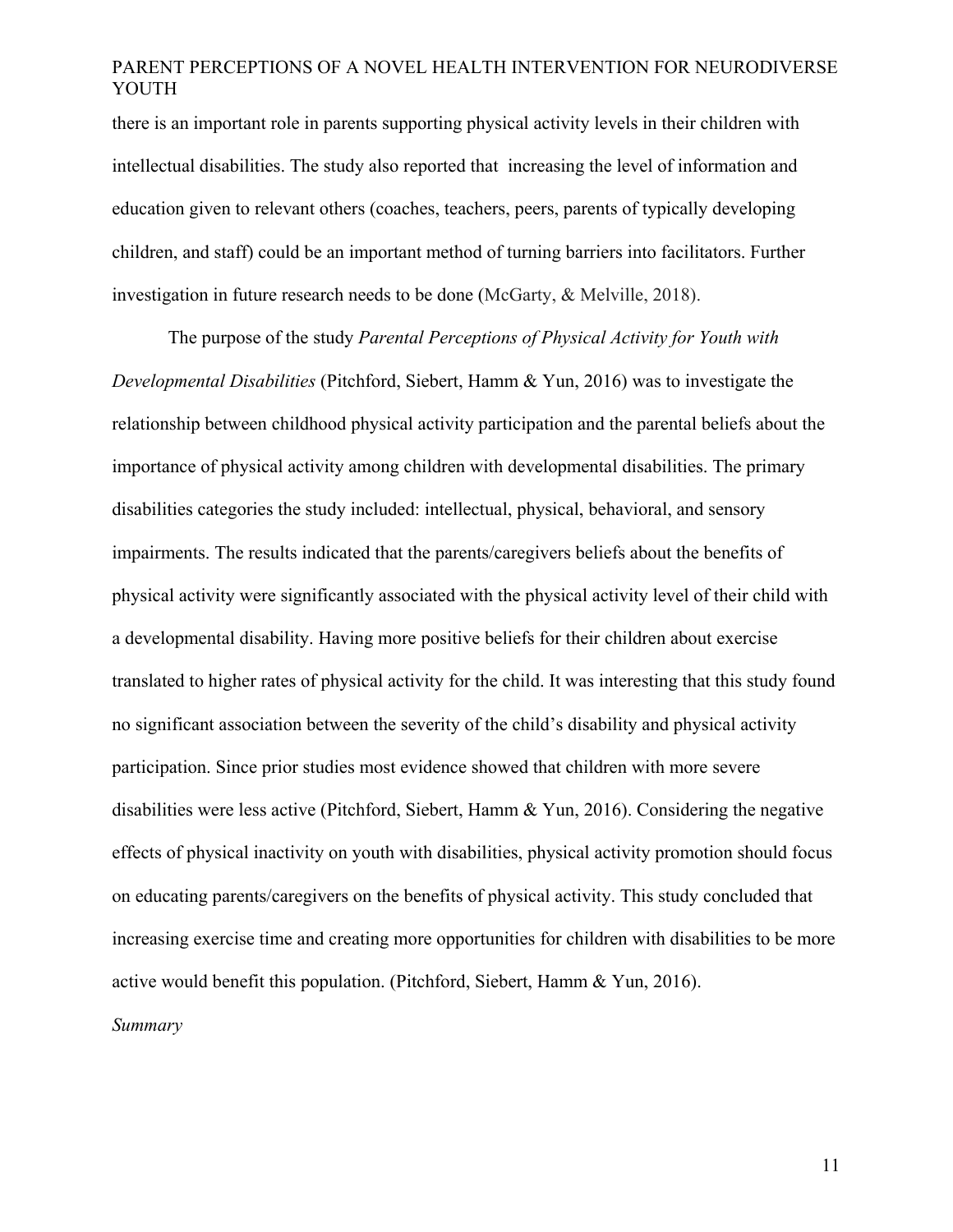there is an important role in parents supporting physical activity levels in their children with intellectual disabilities. The study also reported that  increasing the level of information and education given to relevant others (coaches, teachers, peers, parents of typically developing children, and staff) could be an important method of turning barriers into facilitators. Further investigation in future research needs to be done (McGarty, & Melville, 2018).

The purpose of the study *Parental Perceptions of Physical Activity for Youth with Developmental Disabilities* (Pitchford, Siebert, Hamm & Yun, 2016) was to investigate the relationship between childhood physical activity participation and the parental beliefs about the importance of physical activity among children with developmental disabilities. The primary disabilities categories the study included: intellectual, physical, behavioral, and sensory impairments. The results indicated that the parents/caregivers beliefs about the benefits of physical activity were significantly associated with the physical activity level of their child with a developmental disability. Having more positive beliefs for their children about exercise translated to higher rates of physical activity for the child. It was interesting that this study found no significant association between the severity of the child's disability and physical activity participation. Since prior studies most evidence showed that children with more severe disabilities were less active (Pitchford, Siebert, Hamm & Yun, 2016). Considering the negative effects of physical inactivity on youth with disabilities, physical activity promotion should focus on educating parents/caregivers on the benefits of physical activity. This study concluded that increasing exercise time and creating more opportunities for children with disabilities to be more active would benefit this population. (Pitchford, Siebert, Hamm & Yun, 2016).

*Summary*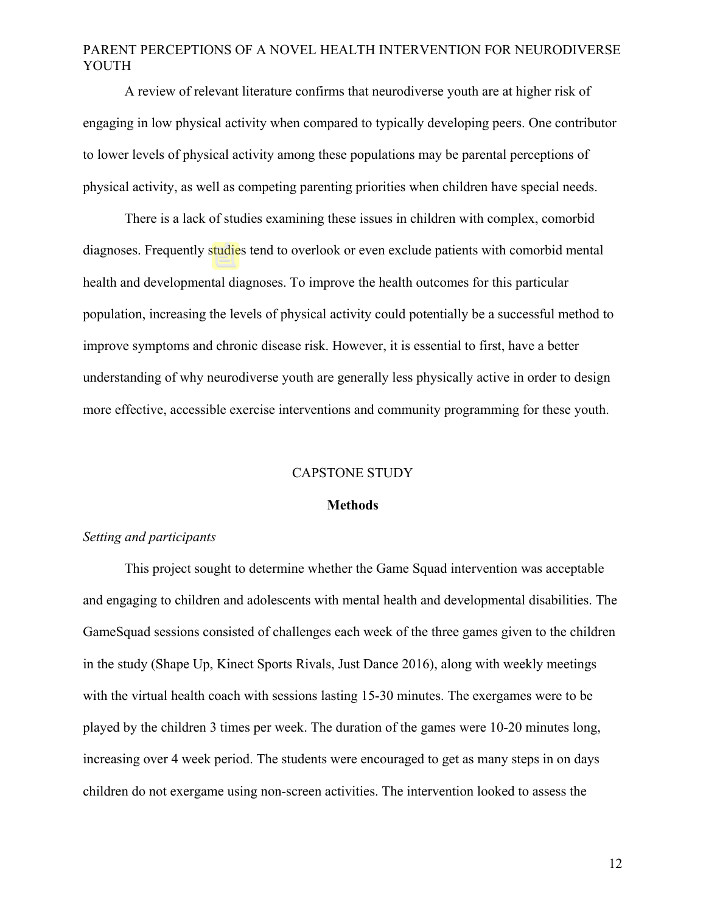A review of relevant literature confirms that neurodiverse youth are at higher risk of engaging in low physical activity when compared to typically developing peers. One contributor to lower levels of physical activity among these populations may be parental perceptions of physical activity, as well as competing parenting priorities when children have special needs.

There is a lack of studies examining these issues in children with complex, comorbid diagnoses. Frequently studies tend to overlook or even exclude patients with comorbid mental health and developmental diagnoses. To improve the health outcomes for this particular population, increasing the levels of physical activity could potentially be a successful method to improve symptoms and chronic disease risk. However, it is essential to first, have a better understanding of why neurodiverse youth are generally less physically active in order to design more effective, accessible exercise interventions and community programming for these youth.

## CAPSTONE STUDY

### Methods

*Setting and participants*

This project sought to determine whether the Game Squad intervention was acceptable and engaging to children and adolescents with mental health and developmental disabilities. The GameSquad sessions consisted of challenges each week of the three games given to the children in the study (Shape Up, Kinect Sports Rivals, Just Dance 2016), along with weekly meetings with the virtual health coach with sessions lasting 15-30 minutes. The exergames were to be played by the children 3 times per week. The duration of the games were 10-20 minutes long, increasing over 4 week period. The students were encouraged to get as many steps in on days children do not exergame using non-screen activities. The intervention looked to assess the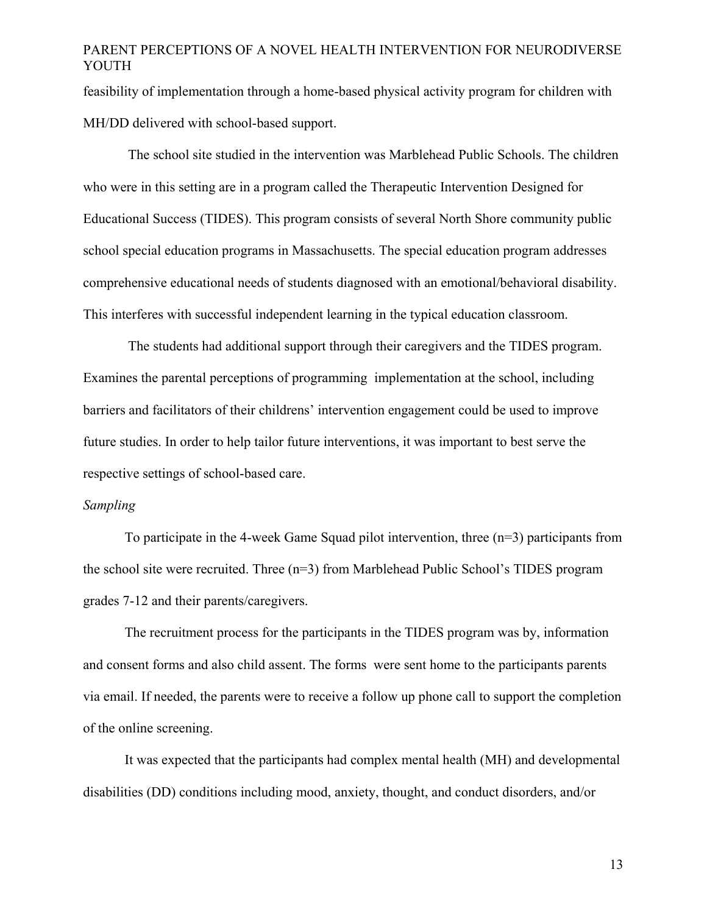feasibility of implementation through a home-based physical activity program for children with MH/DD delivered with school-based support.

The school site studied in the intervention was Marblehead Public Schools. The children who were in this setting are in a program called the Therapeutic Intervention Designed for Educational Success (TIDES). This program consists of several North Shore community public school special education programs in Massachusetts. The special education program addresses comprehensive educational needs of students diagnosed with an emotional/behavioral disability. This interferes with successful independent learning in the typical education classroom.

The students had additional support through their caregivers and the TIDES program. Examines the parental perceptions of programming implementation at the school, including barriers and facilitators of their childrens' intervention engagement could be used to improve future studies. In order to help tailor future interventions, it was important to best serve the respective settings of school-based care.

*Sampling*

To participate in the 4-week Game Squad pilot intervention, three (n=3) participants from the school site were recruited. Three (n=3) from Marblehead Public School's TIDES program grades 7-12 and their parents/caregivers.

The recruitment process for the participants in the TIDES program was by, information and consent forms and also child assent. The forms were sent home to the participants parents via email. If needed, the parents were to receive a follow up phone call to support the completion of the online screening.

It was expected that the participants had complex mental health (MH) and developmental disabilities (DD) conditions including mood, anxiety, thought, and conduct disorders, and/or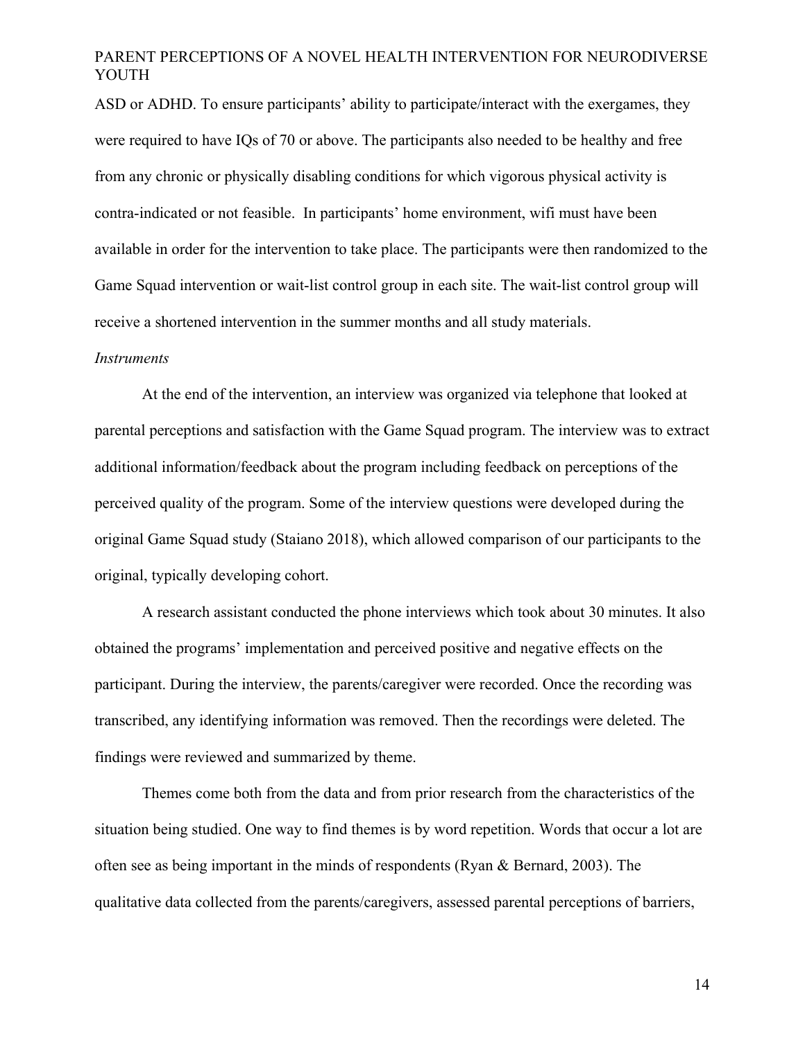ASD or ADHD. To ensure participants' ability to participate/interact with the exergames, they were required to have IQs of 70 or above. The participants also needed to be healthy and free from any chronic or physically disabling conditions for which vigorous physical activity is contra-indicated or not feasible. In participants' home environment, wifi must have been available in order for the intervention to take place. The participants were then randomized to the Game Squad intervention or wait-list control group in each site. The wait-list control group will receive a shortened intervention in the summer months and all study materials.

*Instruments*

At the end of the intervention, an interview was organized via telephone that looked at parental perceptions and satisfaction with the Game Squad program. The interview was to extract additional information/feedback about the program including feedback on perceptions of the perceived quality of the program. Some of the interview questions were developed during the original Game Squad study (Staiano 2018), which allowed comparison of our participants to the original, typically developing cohort.

A research assistant conducted the phone interviews which took about 30 minutes. It also obtained the programs' implementation and perceived positive and negative effects on the participant. During the interview, the parents/caregiver were recorded. Once the recording was transcribed, any identifying information was removed. Then the recordings were deleted. The findings were reviewed and summarized by theme.

Themes come both from the data and from prior research from the characteristics of the situation being studied. One way to find themes is by word repetition. Words that occur a lot are often see as being important in the minds of respondents (Ryan & Bernard, 2003). The qualitative data collected from the parents/caregivers, assessed parental perceptions of barriers,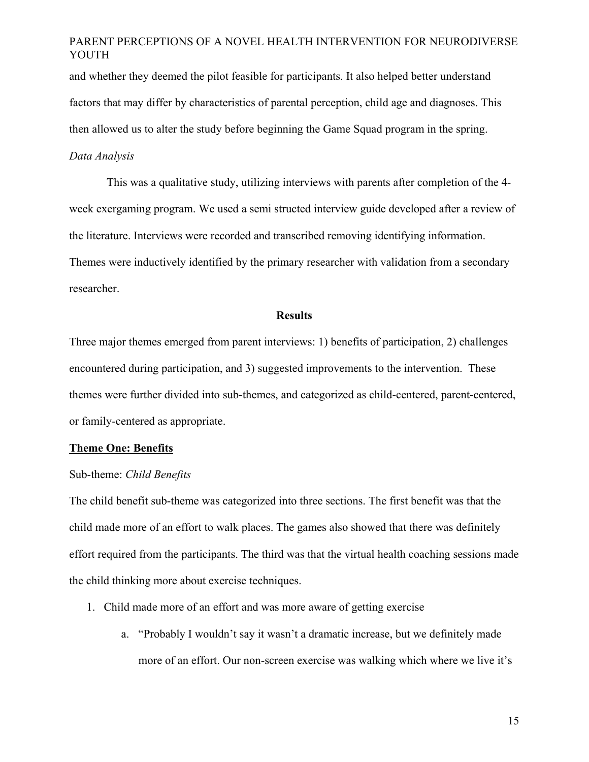and whether they deemed the pilot feasible for participants. It also helped better understand factors that may differ by characteristics of parental perception, child age and diagnoses. This then allowed us to alter the study before beginning the Game Squad program in the spring.

*Data Analysis*

This was a qualitative study, utilizing interviews with parents after completion of the 4-week exergaming program. We used a semi structed interview guide developed after a review of the literature. Interviews were recorded and transcribed removing identifying information. Themes were inductively identified by the primary researcher with validation from a secondary researcher.

## Results

Three major themes emerged from parent interviews: 1) benefits of participation, 2) challenges encountered during participation, and 3) suggested improvements to the intervention. These themes were further divided into sub-themes, and categorized as child-centered, parent-centered, or family-centered as appropriate.

### Theme One: Benefits

Sub-theme: *Child Benefits*

The child benefit sub-theme was categorized into three sections. The first benefit was that the child made more of an effort to walk places. The games also showed that there was definitely effort required from the participants. The third was that the virtual health coaching sessions made the child thinking more about exercise techniques.

1. Child made more of an effort and was more aware of getting exercise
   a. "Probably I wouldn't say it wasn't a dramatic increase, but we definitely made more of an effort. Our non-screen exercise was walking which where we live it's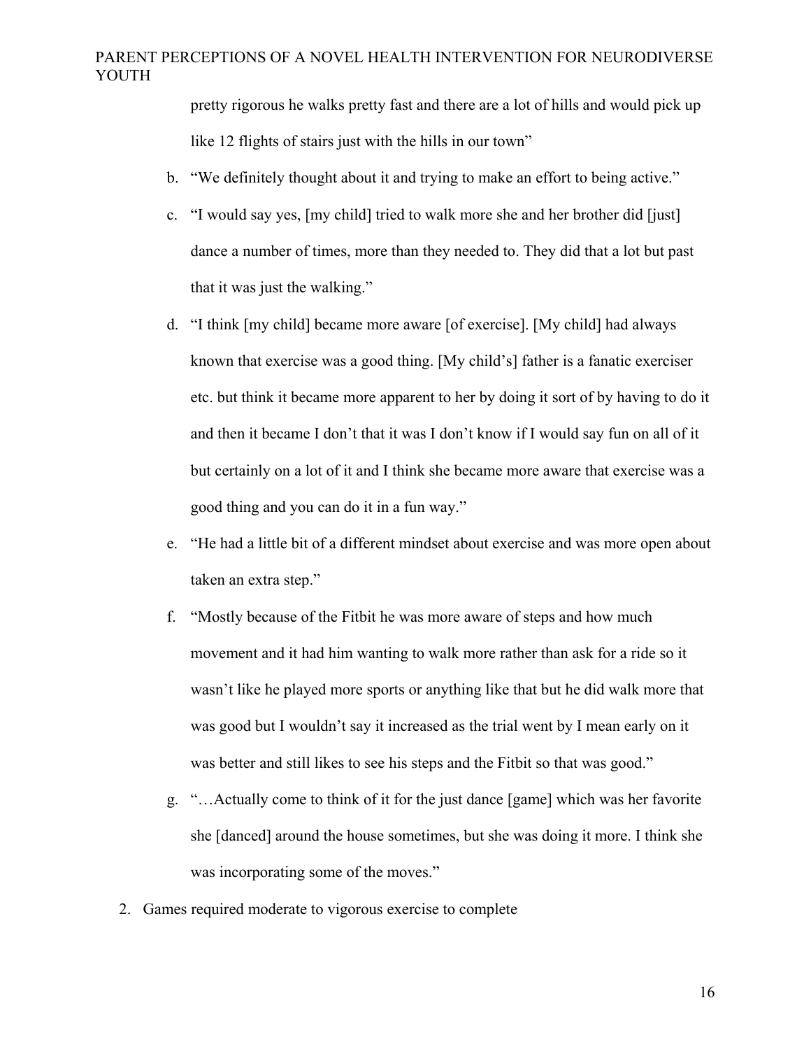pretty rigorous he walks pretty fast and there are a lot of hills and would pick up like 12 flights of stairs just with the hills in our town"

b. "We definitely thought about it and trying to make an effort to being active."

c. "I would say yes, [my child] tried to walk more she and her brother did [just] dance a number of times, more than they needed to. They did that a lot but past that it was just the walking."

d. "I think [my child] became more aware [of exercise]. [My child] had always known that exercise was a good thing. [My child's] father is a fanatic exerciser etc. but think it became more apparent to her by doing it sort of by having to do it and then it became I don't that it was I don't know if I would say fun on all of it but certainly on a lot of it and I think she became more aware that exercise was a good thing and you can do it in a fun way."

e. "He had a little bit of a different mindset about exercise and was more open about taken an extra step."

f. "Mostly because of the Fitbit he was more aware of steps and how much movement and it had him wanting to walk more rather than ask for a ride so it wasn't like he played more sports or anything like that but he did walk more that was good but I wouldn't say it increased as the trial went by I mean early on it was better and still likes to see his steps and the Fitbit so that was good."

g. "…Actually come to think of it for the just dance [game] which was her favorite she [danced] around the house sometimes, but she was doing it more. I think she was incorporating some of the moves."

2. Games required moderate to vigorous exercise to complete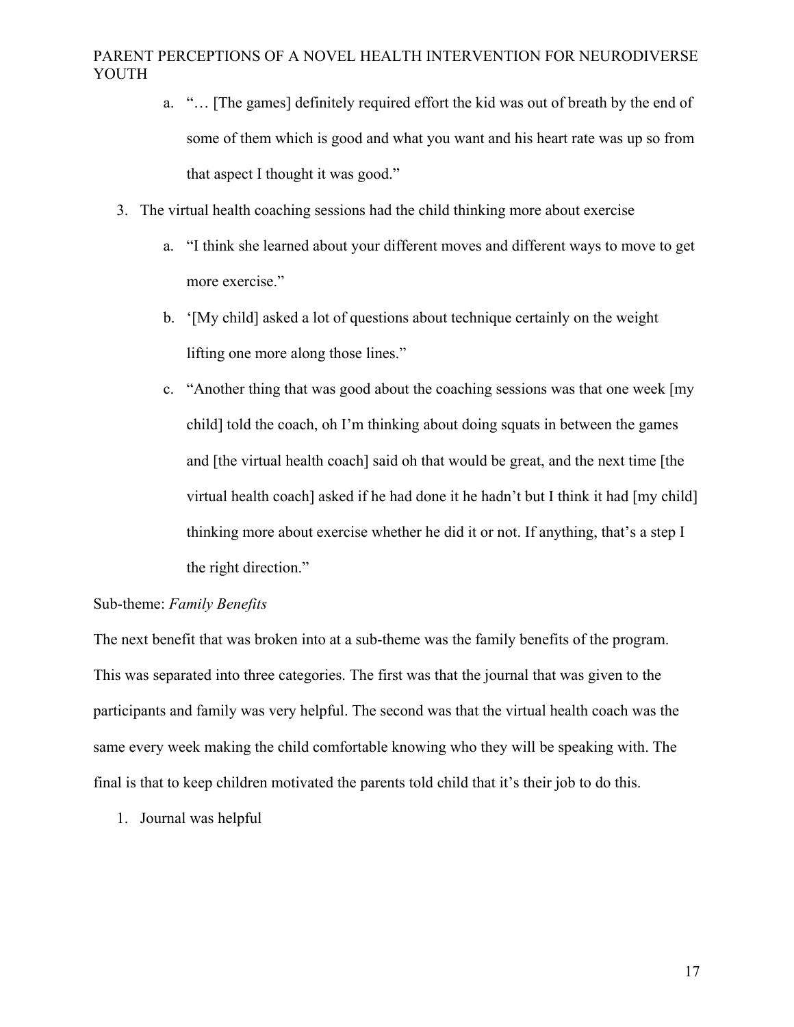a. "… [The games] definitely required effort the kid was out of breath by the end of some of them which is good and what you want and his heart rate was up so from that aspect I thought it was good."

3. The virtual health coaching sessions had the child thinking more about exercise

   a. "I think she learned about your different moves and different ways to move to get more exercise."

   b. '[My child] asked a lot of questions about technique certainly on the weight lifting one more along those lines."

   c. "Another thing that was good about the coaching sessions was that one week [my child] told the coach, oh I'm thinking about doing squats in between the games and [the virtual health coach] said oh that would be great, and the next time [the virtual health coach] asked if he had done it he hadn't but I think it had [my child] thinking more about exercise whether he did it or not. If anything, that's a step I the right direction."

Sub-theme: *Family Benefits*

The next benefit that was broken into at a sub-theme was the family benefits of the program. This was separated into three categories. The first was that the journal that was given to the participants and family was very helpful. The second was that the virtual health coach was the same every week making the child comfortable knowing who they will be speaking with. The final is that to keep children motivated the parents told child that it's their job to do this.

1. Journal was helpful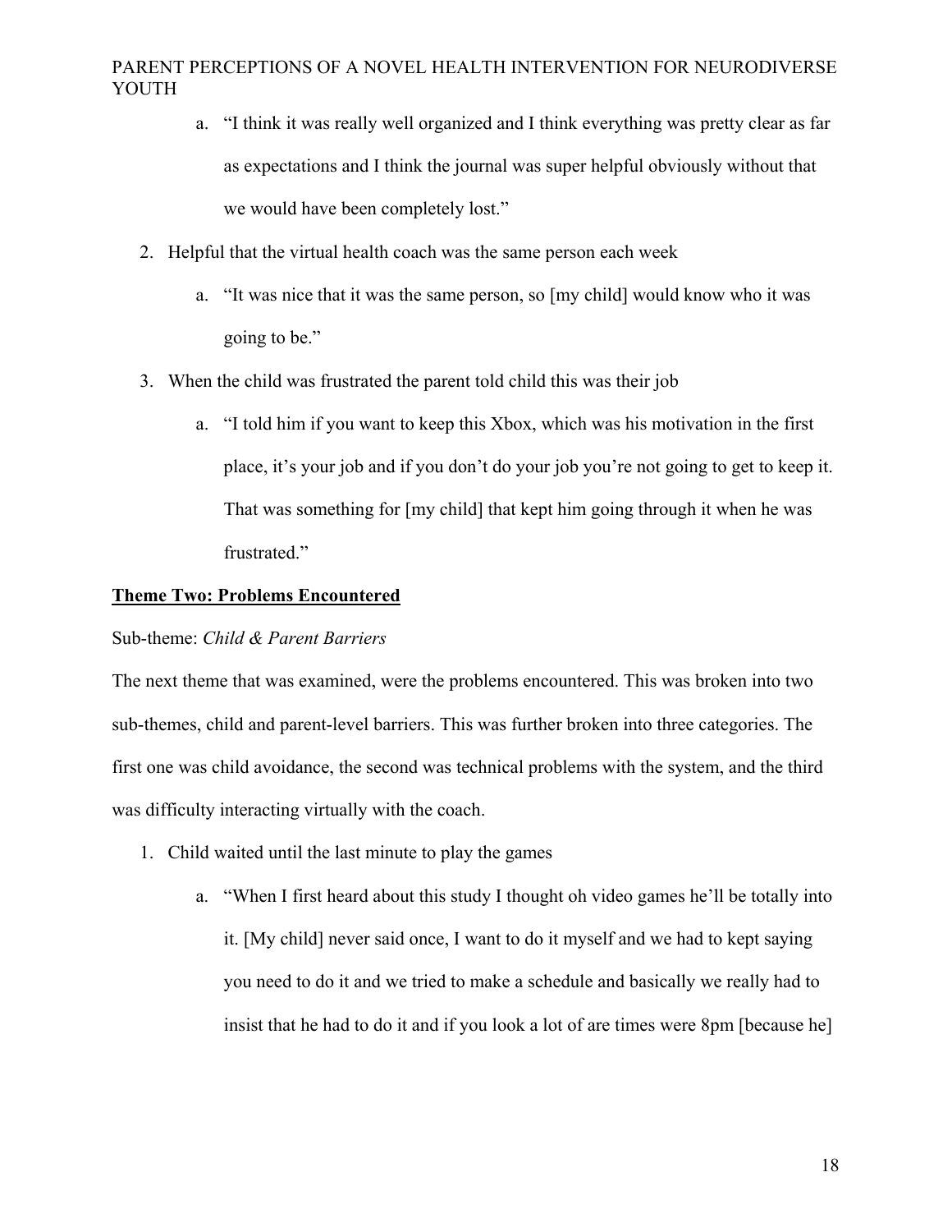a. "I think it was really well organized and I think everything was pretty clear as far as expectations and I think the journal was super helpful obviously without that we would have been completely lost."

2. Helpful that the virtual health coach was the same person each week

   a. "It was nice that it was the same person, so [my child] would know who it was going to be."

3. When the child was frustrated the parent told child this was their job

   a. "I told him if you want to keep this Xbox, which was his motivation in the first place, it's your job and if you don't do your job you're not going to get to keep it. That was something for [my child] that kept him going through it when he was frustrated."

**<u>Theme Two: Problems Encountered</u>**

Sub-theme: *Child & Parent Barriers*

The next theme that was examined, were the problems encountered. This was broken into two sub-themes, child and parent-level barriers. This was further broken into three categories. The first one was child avoidance, the second was technical problems with the system, and the third was difficulty interacting virtually with the coach.

1. Child waited until the last minute to play the games

   a. "When I first heard about this study I thought oh video games he'll be totally into it. [My child] never said once, I want to do it myself and we had to kept saying you need to do it and we tried to make a schedule and basically we really had to insist that he had to do it and if you look a lot of are times were 8pm [because he]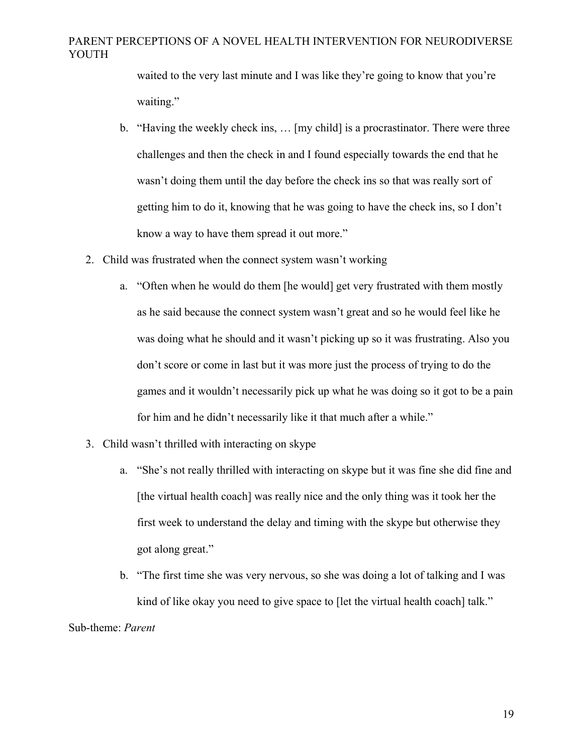waited to the very last minute and I was like they're going to know that you're waiting."

   b. "Having the weekly check ins, … [my child] is a procrastinator. There were three challenges and then the check in and I found especially towards the end that he wasn't doing them until the day before the check ins so that was really sort of getting him to do it, knowing that he was going to have the check ins, so I don't know a way to have them spread it out more."

2. Child was frustrated when the connect system wasn't working
   a. "Often when he would do them [he would] get very frustrated with them mostly as he said because the connect system wasn't great and so he would feel like he was doing what he should and it wasn't picking up so it was frustrating. Also you don't score or come in last but it was more just the process of trying to do the games and it wouldn't necessarily pick up what he was doing so it got to be a pain for him and he didn't necessarily like it that much after a while."

3. Child wasn't thrilled with interacting on skype
   a. "She's not really thrilled with interacting on skype but it was fine she did fine and [the virtual health coach] was really nice and the only thing was it took her the first week to understand the delay and timing with the skype but otherwise they got along great."
   b. "The first time she was very nervous, so she was doing a lot of talking and I was kind of like okay you need to give space to [let the virtual health coach] talk."

Sub-theme: *Parent*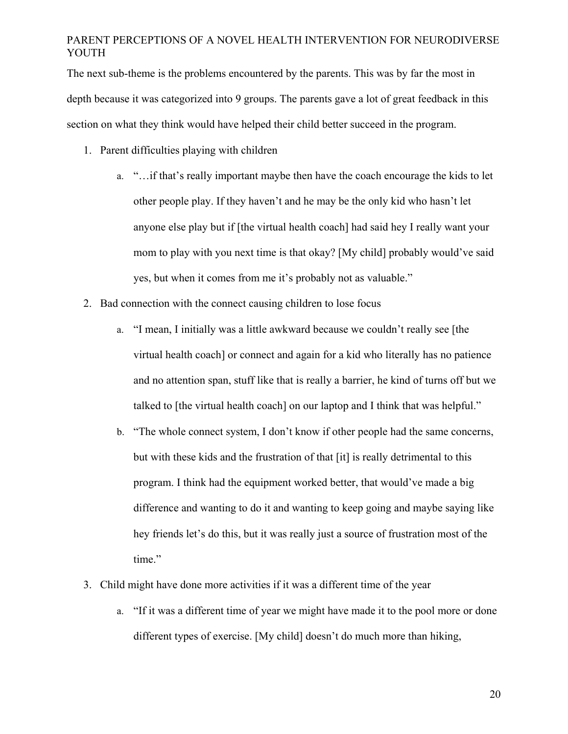The next sub-theme is the problems encountered by the parents. This was by far the most in depth because it was categorized into 9 groups. The parents gave a lot of great feedback in this section on what they think would have helped their child better succeed in the program.

1. Parent difficulties playing with children
    a. "…if that's really important maybe then have the coach encourage the kids to let other people play. If they haven't and he may be the only kid who hasn't let anyone else play but if [the virtual health coach] had said hey I really want your mom to play with you next time is that okay? [My child] probably would've said yes, but when it comes from me it's probably not as valuable."
2. Bad connection with the connect causing children to lose focus
    a. "I mean, I initially was a little awkward because we couldn't really see [the virtual health coach] or connect and again for a kid who literally has no patience and no attention span, stuff like that is really a barrier, he kind of turns off but we talked to [the virtual health coach] on our laptop and I think that was helpful."
    b. "The whole connect system, I don't know if other people had the same concerns, but with these kids and the frustration of that [it] is really detrimental to this program. I think had the equipment worked better, that would've made a big difference and wanting to do it and wanting to keep going and maybe saying like hey friends let's do this, but it was really just a source of frustration most of the time."
3. Child might have done more activities if it was a different time of the year
    a. "If it was a different time of year we might have made it to the pool more or done different types of exercise. [My child] doesn't do much more than hiking,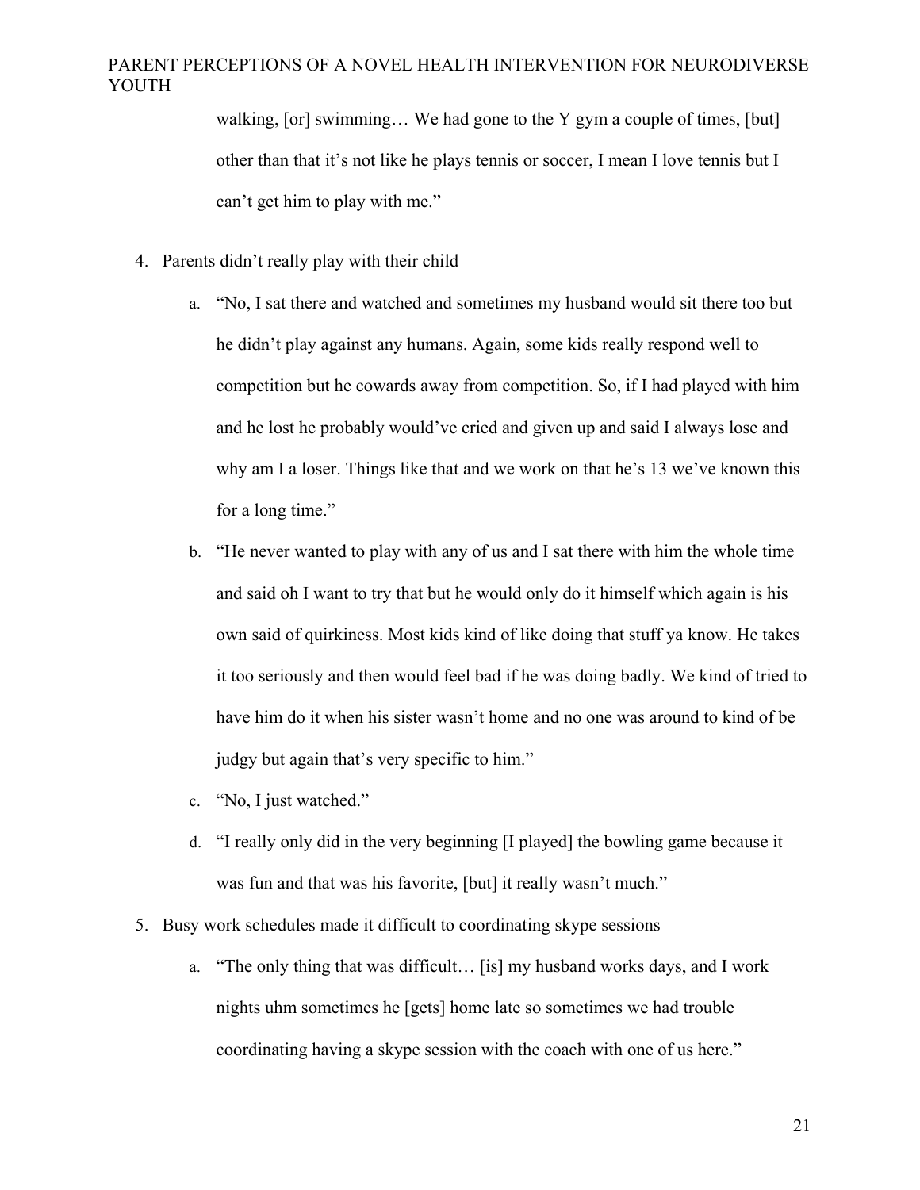walking, [or] swimming… We had gone to the Y gym a couple of times, [but] other than that it's not like he plays tennis or soccer, I mean I love tennis but I can't get him to play with me."

4. Parents didn't really play with their child
    a. "No, I sat there and watched and sometimes my husband would sit there too but he didn't play against any humans. Again, some kids really respond well to competition but he cowards away from competition. So, if I had played with him and he lost he probably would've cried and given up and said I always lose and why am I a loser. Things like that and we work on that he's 13 we've known this for a long time."
    b. "He never wanted to play with any of us and I sat there with him the whole time and said oh I want to try that but he would only do it himself which again is his own said of quirkiness. Most kids kind of like doing that stuff ya know. He takes it too seriously and then would feel bad if he was doing badly. We kind of tried to have him do it when his sister wasn't home and no one was around to kind of be judgy but again that's very specific to him."
    c. "No, I just watched."
    d. "I really only did in the very beginning [I played] the bowling game because it was fun and that was his favorite, [but] it really wasn't much."
5. Busy work schedules made it difficult to coordinating skype sessions
    a. "The only thing that was difficult… [is] my husband works days, and I work nights uhm sometimes he [gets] home late so sometimes we had trouble coordinating having a skype session with the coach with one of us here."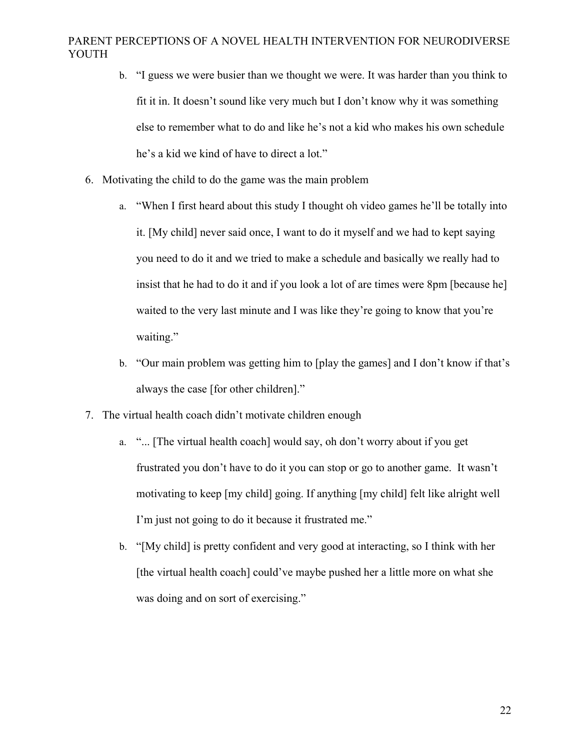b. "I guess we were busier than we thought we were. It was harder than you think to fit it in. It doesn't sound like very much but I don't know why it was something else to remember what to do and like he's not a kid who makes his own schedule he's a kid we kind of have to direct a lot."

6. Motivating the child to do the game was the main problem
   a. "When I first heard about this study I thought oh video games he'll be totally into it. [My child] never said once, I want to do it myself and we had to kept saying you need to do it and we tried to make a schedule and basically we really had to insist that he had to do it and if you look a lot of are times were 8pm [because he] waited to the very last minute and I was like they're going to know that you're waiting."
   b. "Our main problem was getting him to [play the games] and I don't know if that's always the case [for other children]."

7. The virtual health coach didn't motivate children enough
   a. "... [The virtual health coach] would say, oh don't worry about if you get frustrated you don't have to do it you can stop or go to another game. It wasn't motivating to keep [my child] going. If anything [my child] felt like alright well I'm just not going to do it because it frustrated me."
   b. "[My child] is pretty confident and very good at interacting, so I think with her [the virtual health coach] could've maybe pushed her a little more on what she was doing and on sort of exercising."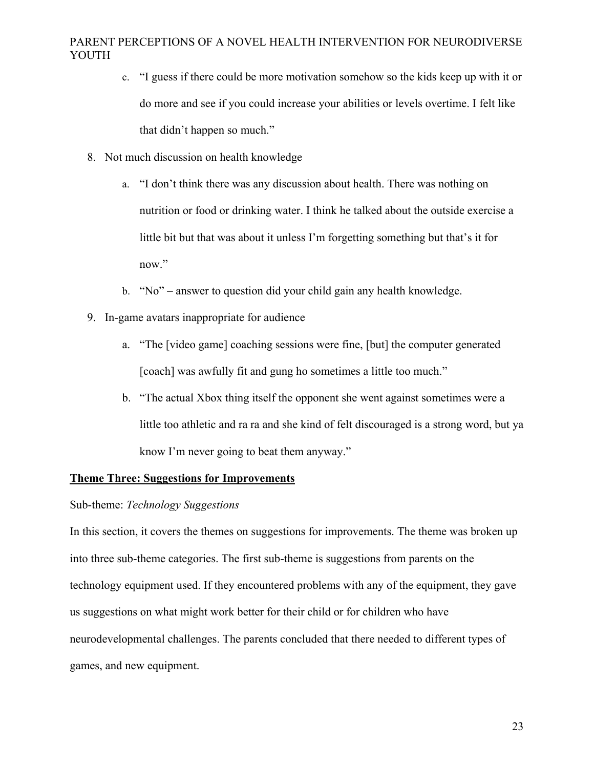c. "I guess if there could be more motivation somehow so the kids keep up with it or do more and see if you could increase your abilities or levels overtime. I felt like that didn't happen so much."

8. Not much discussion on health knowledge

   a. "I don't think there was any discussion about health. There was nothing on nutrition or food or drinking water. I think he talked about the outside exercise a little bit but that was about it unless I'm forgetting something but that's it for now."

   b. "No" – answer to question did your child gain any health knowledge.

9. In-game avatars inappropriate for audience

   a. "The [video game] coaching sessions were fine, [but] the computer generated [coach] was awfully fit and gung ho sometimes a little too much."

   b. "The actual Xbox thing itself the opponent she went against sometimes were a little too athletic and ra ra and she kind of felt discouraged is a strong word, but ya know I'm never going to beat them anyway."

**Theme Three: Suggestions for Improvements**

Sub-theme: *Technology Suggestions*

In this section, it covers the themes on suggestions for improvements. The theme was broken up into three sub-theme categories. The first sub-theme is suggestions from parents on the technology equipment used. If they encountered problems with any of the equipment, they gave us suggestions on what might work better for their child or for children who have neurodevelopmental challenges. The parents concluded that there needed to different types of games, and new equipment.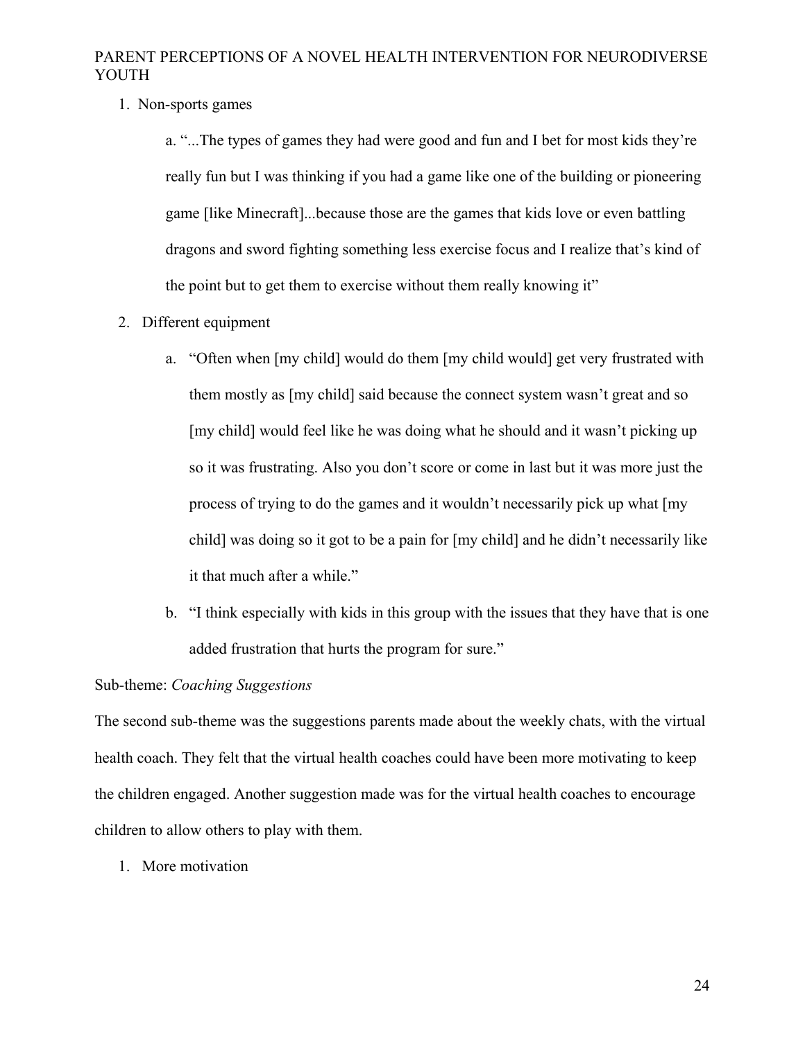1. Non-sports games

    a. "...The types of games they had were good and fun and I bet for most kids they're really fun but I was thinking if you had a game like one of the building or pioneering game [like Minecraft]...because those are the games that kids love or even battling dragons and sword fighting something less exercise focus and I realize that's kind of the point but to get them to exercise without them really knowing it"

2. Different equipment

    a. "Often when [my child] would do them [my child would] get very frustrated with them mostly as [my child] said because the connect system wasn't great and so [my child] would feel like he was doing what he should and it wasn't picking up so it was frustrating. Also you don't score or come in last but it was more just the process of trying to do the games and it wouldn't necessarily pick up what [my child] was doing so it got to be a pain for [my child] and he didn't necessarily like it that much after a while."

    b. "I think especially with kids in this group with the issues that they have that is one added frustration that hurts the program for sure."

Sub-theme: *Coaching Suggestions*

The second sub-theme was the suggestions parents made about the weekly chats, with the virtual health coach. They felt that the virtual health coaches could have been more motivating to keep the children engaged. Another suggestion made was for the virtual health coaches to encourage children to allow others to play with them.

1. More motivation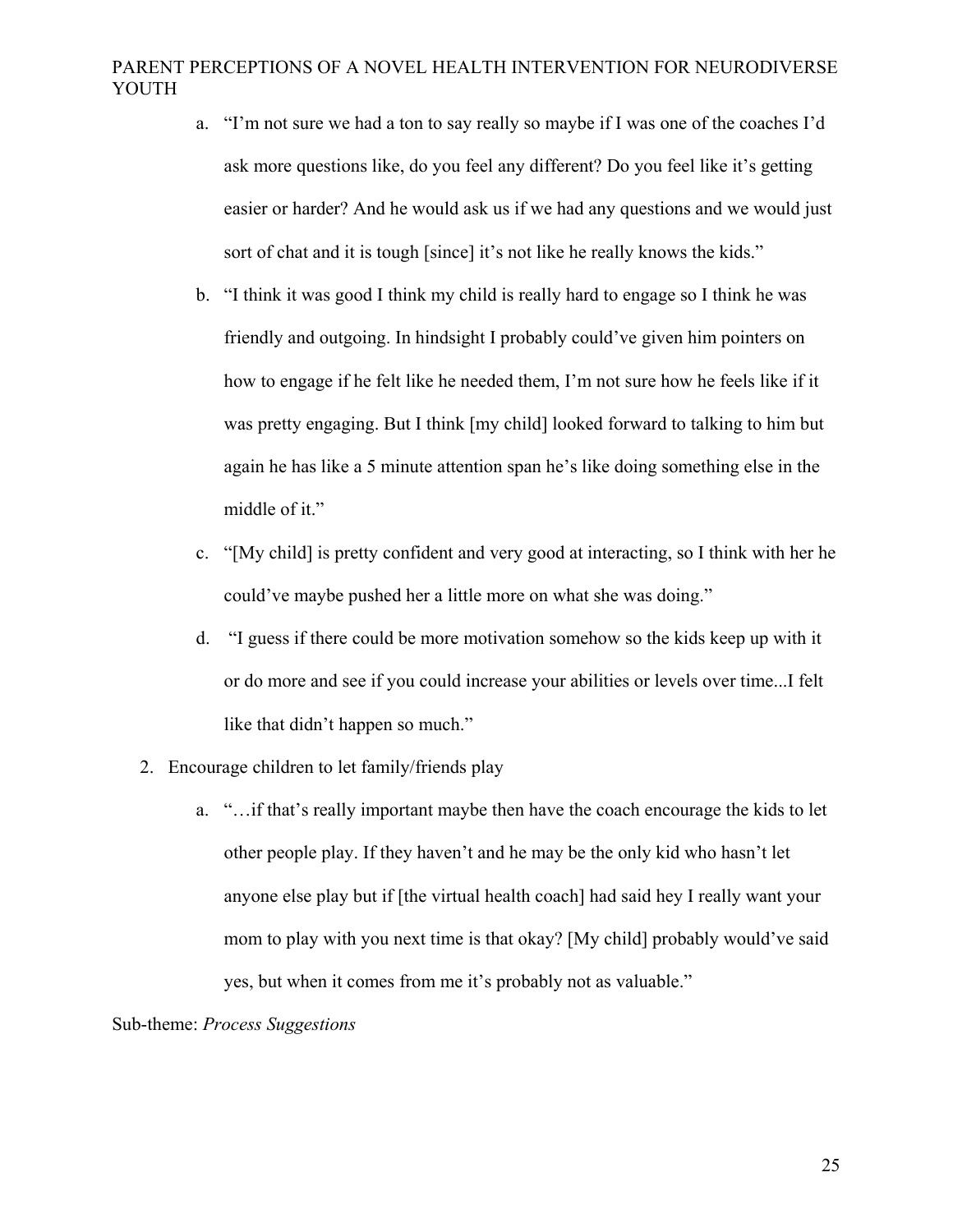a. "I'm not sure we had a ton to say really so maybe if I was one of the coaches I'd ask more questions like, do you feel any different? Do you feel like it's getting easier or harder? And he would ask us if we had any questions and we would just sort of chat and it is tough [since] it's not like he really knows the kids."

b. "I think it was good I think my child is really hard to engage so I think he was friendly and outgoing. In hindsight I probably could've given him pointers on how to engage if he felt like he needed them, I'm not sure how he feels like if it was pretty engaging. But I think [my child] looked forward to talking to him but again he has like a 5 minute attention span he's like doing something else in the middle of it."

c. "[My child] is pretty confident and very good at interacting, so I think with her he could've maybe pushed her a little more on what she was doing."

d. "I guess if there could be more motivation somehow so the kids keep up with it or do more and see if you could increase your abilities or levels over time...I felt like that didn't happen so much."

2. Encourage children to let family/friends play

   a. "…if that's really important maybe then have the coach encourage the kids to let other people play. If they haven't and he may be the only kid who hasn't let anyone else play but if [the virtual health coach] had said hey I really want your mom to play with you next time is that okay? [My child] probably would've said yes, but when it comes from me it's probably not as valuable."

Sub-theme: *Process Suggestions*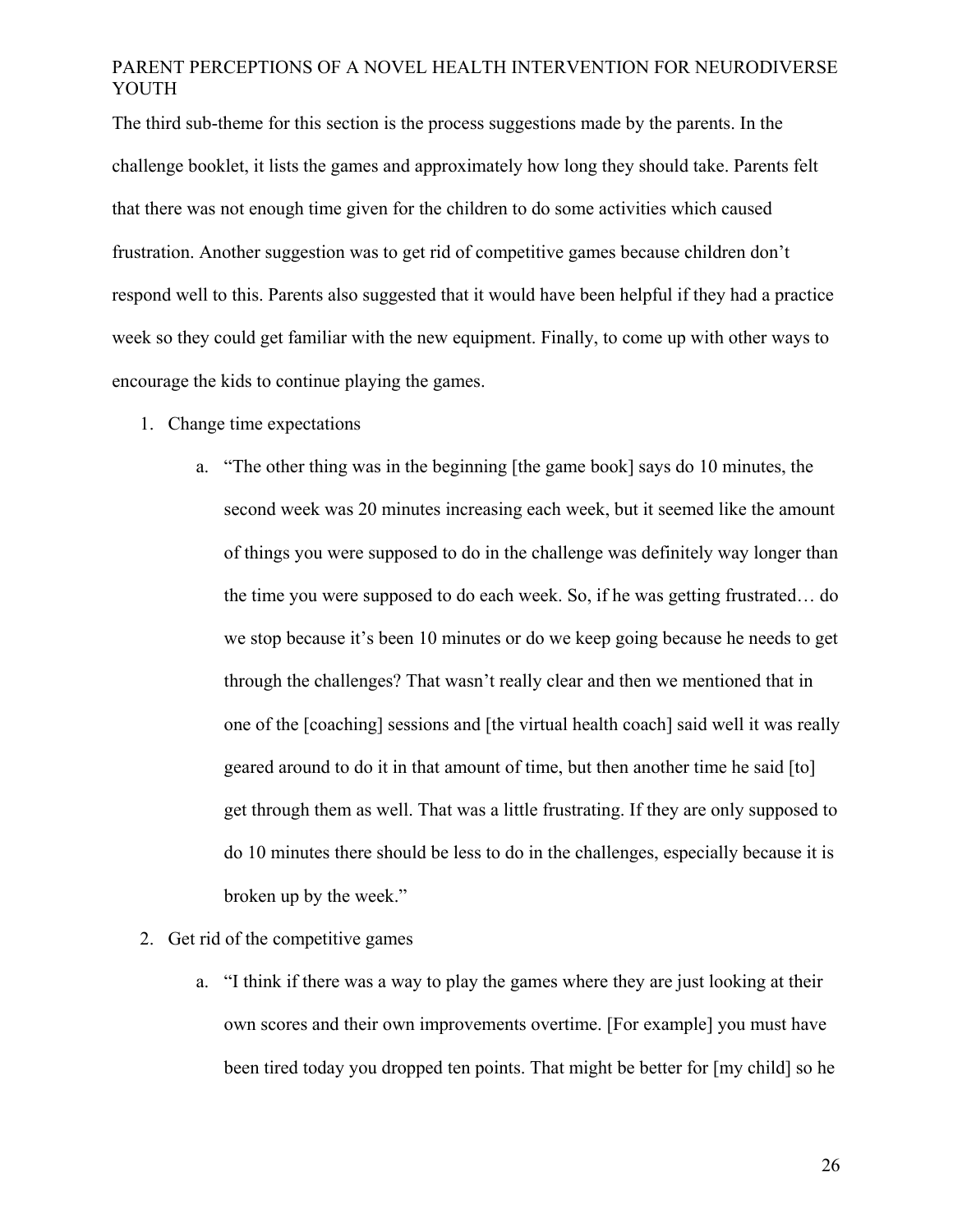The third sub-theme for this section is the process suggestions made by the parents. In the challenge booklet, it lists the games and approximately how long they should take. Parents felt that there was not enough time given for the children to do some activities which caused frustration. Another suggestion was to get rid of competitive games because children don't respond well to this. Parents also suggested that it would have been helpful if they had a practice week so they could get familiar with the new equipment. Finally, to come up with other ways to encourage the kids to continue playing the games.

1. Change time expectations
   a. "The other thing was in the beginning [the game book] says do 10 minutes, the second week was 20 minutes increasing each week, but it seemed like the amount of things you were supposed to do in the challenge was definitely way longer than the time you were supposed to do each week. So, if he was getting frustrated… do we stop because it's been 10 minutes or do we keep going because he needs to get through the challenges? That wasn't really clear and then we mentioned that in one of the [coaching] sessions and [the virtual health coach] said well it was really geared around to do it in that amount of time, but then another time he said [to] get through them as well. That was a little frustrating. If they are only supposed to do 10 minutes there should be less to do in the challenges, especially because it is broken up by the week."
2. Get rid of the competitive games
   a. "I think if there was a way to play the games where they are just looking at their own scores and their own improvements overtime. [For example] you must have been tired today you dropped ten points. That might be better for [my child] so he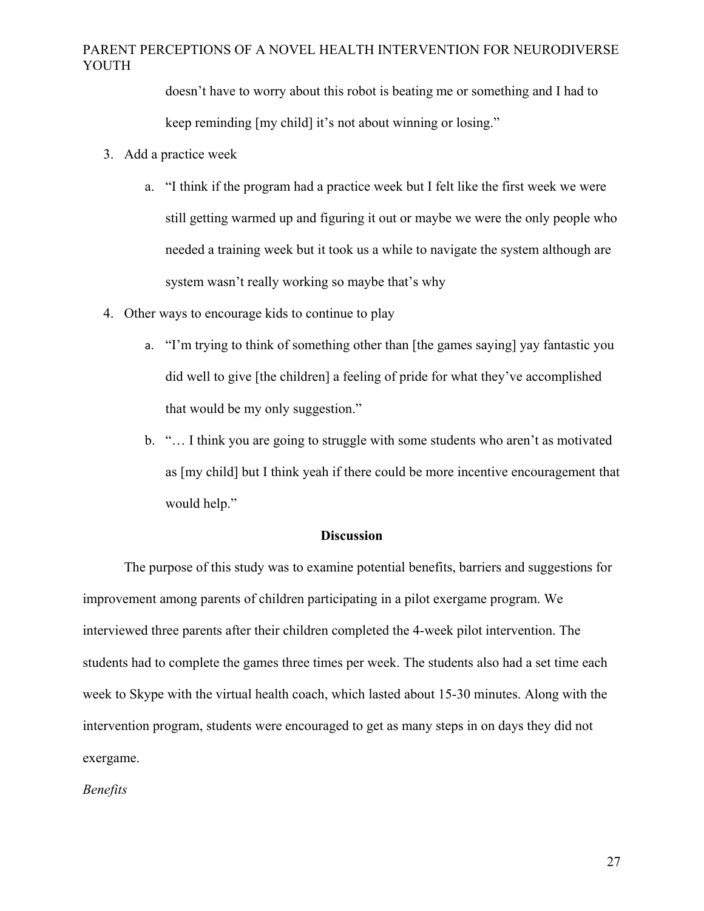doesn't have to worry about this robot is beating me or something and I had to keep reminding [my child] it's not about winning or losing."

3. Add a practice week
    a. "I think if the program had a practice week but I felt like the first week we were still getting warmed up and figuring it out or maybe we were the only people who needed a training week but it took us a while to navigate the system although are system wasn't really working so maybe that's why
4. Other ways to encourage kids to continue to play
    a. "I'm trying to think of something other than [the games saying] yay fantastic you did well to give [the children] a feeling of pride for what they've accomplished that would be my only suggestion."
    b. "… I think you are going to struggle with some students who aren't as motivated as [my child] but I think yeah if there could be more incentive encouragement that would help."

## Discussion

The purpose of this study was to examine potential benefits, barriers and suggestions for improvement among parents of children participating in a pilot exergame program. We interviewed three parents after their children completed the 4-week pilot intervention. The students had to complete the games three times per week. The students also had a set time each week to Skype with the virtual health coach, which lasted about 15-30 minutes. Along with the intervention program, students were encouraged to get as many steps in on days they did not exergame.

*Benefits*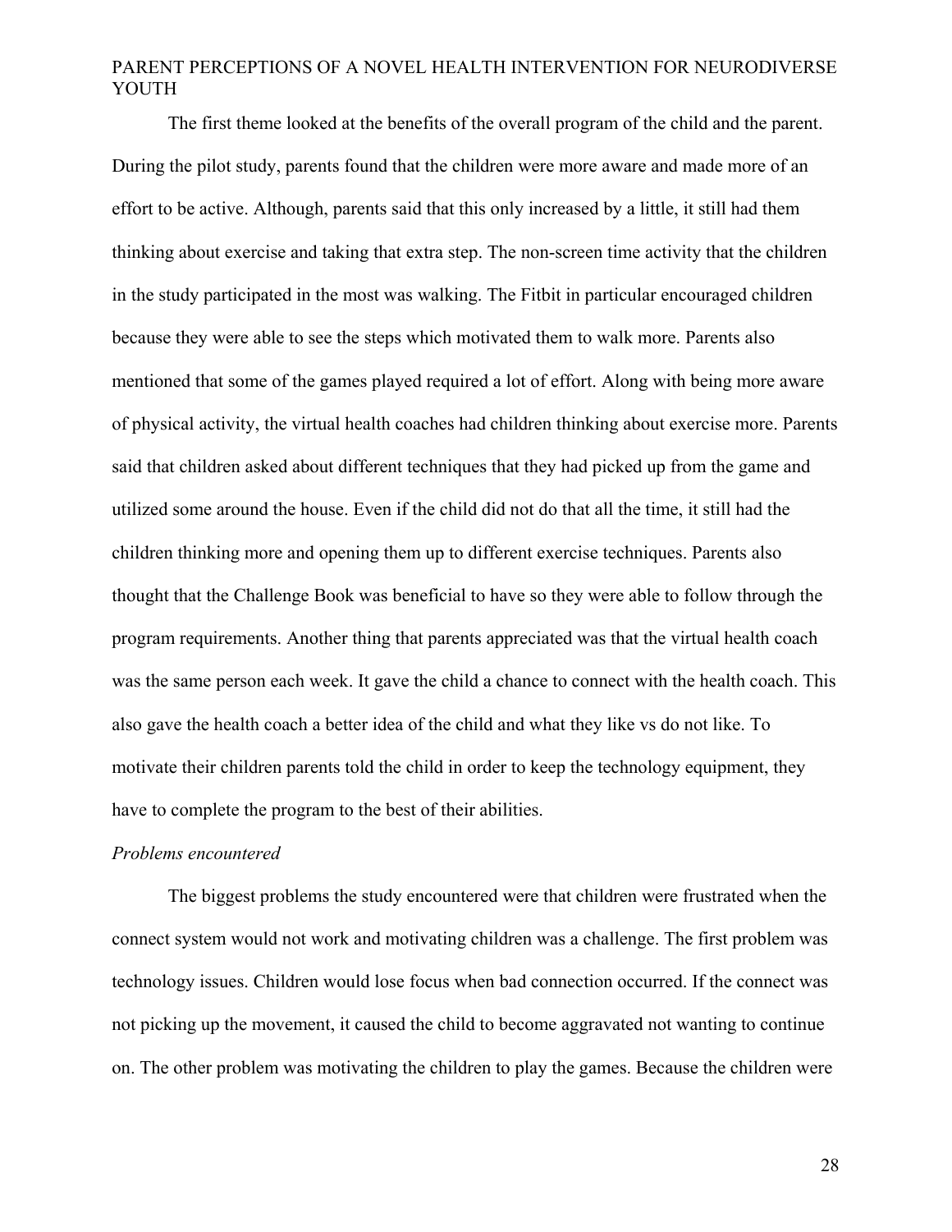The first theme looked at the benefits of the overall program of the child and the parent. During the pilot study, parents found that the children were more aware and made more of an effort to be active. Although, parents said that this only increased by a little, it still had them thinking about exercise and taking that extra step. The non-screen time activity that the children in the study participated in the most was walking. The Fitbit in particular encouraged children because they were able to see the steps which motivated them to walk more. Parents also mentioned that some of the games played required a lot of effort. Along with being more aware of physical activity, the virtual health coaches had children thinking about exercise more. Parents said that children asked about different techniques that they had picked up from the game and utilized some around the house. Even if the child did not do that all the time, it still had the children thinking more and opening them up to different exercise techniques. Parents also thought that the Challenge Book was beneficial to have so they were able to follow through the program requirements. Another thing that parents appreciated was that the virtual health coach was the same person each week. It gave the child a chance to connect with the health coach. This also gave the health coach a better idea of the child and what they like vs do not like. To motivate their children parents told the child in order to keep the technology equipment, they have to complete the program to the best of their abilities.

*Problems encountered*

The biggest problems the study encountered were that children were frustrated when the connect system would not work and motivating children was a challenge. The first problem was technology issues. Children would lose focus when bad connection occurred. If the connect was not picking up the movement, it caused the child to become aggravated not wanting to continue on. The other problem was motivating the children to play the games. Because the children were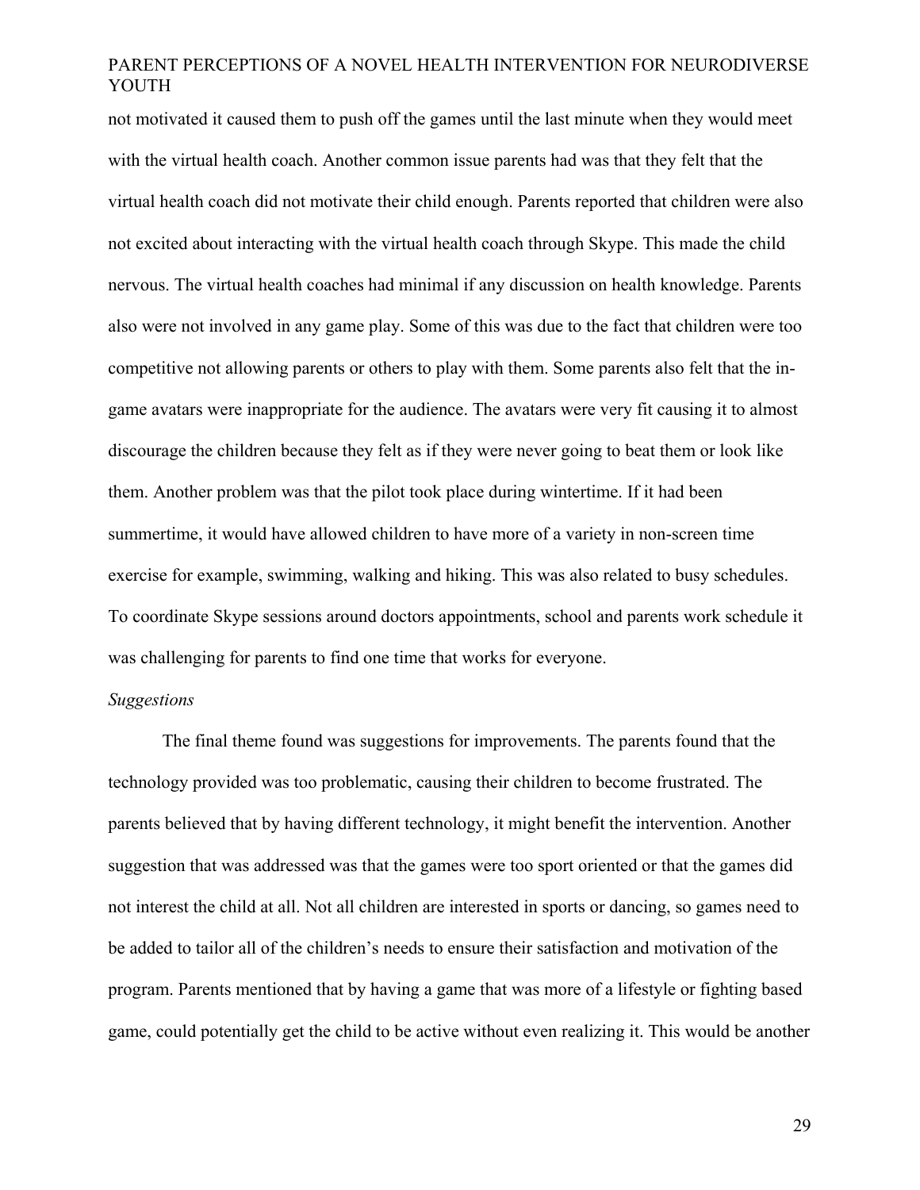not motivated it caused them to push off the games until the last minute when they would meet with the virtual health coach. Another common issue parents had was that they felt that the virtual health coach did not motivate their child enough. Parents reported that children were also not excited about interacting with the virtual health coach through Skype. This made the child nervous. The virtual health coaches had minimal if any discussion on health knowledge. Parents also were not involved in any game play. Some of this was due to the fact that children were too competitive not allowing parents or others to play with them. Some parents also felt that the in-game avatars were inappropriate for the audience. The avatars were very fit causing it to almost discourage the children because they felt as if they were never going to beat them or look like them. Another problem was that the pilot took place during wintertime. If it had been summertime, it would have allowed children to have more of a variety in non-screen time exercise for example, swimming, walking and hiking. This was also related to busy schedules. To coordinate Skype sessions around doctors appointments, school and parents work schedule it was challenging for parents to find one time that works for everyone.

*Suggestions*

The final theme found was suggestions for improvements. The parents found that the technology provided was too problematic, causing their children to become frustrated. The parents believed that by having different technology, it might benefit the intervention. Another suggestion that was addressed was that the games were too sport oriented or that the games did not interest the child at all. Not all children are interested in sports or dancing, so games need to be added to tailor all of the children's needs to ensure their satisfaction and motivation of the program. Parents mentioned that by having a game that was more of a lifestyle or fighting based game, could potentially get the child to be active without even realizing it. This would be another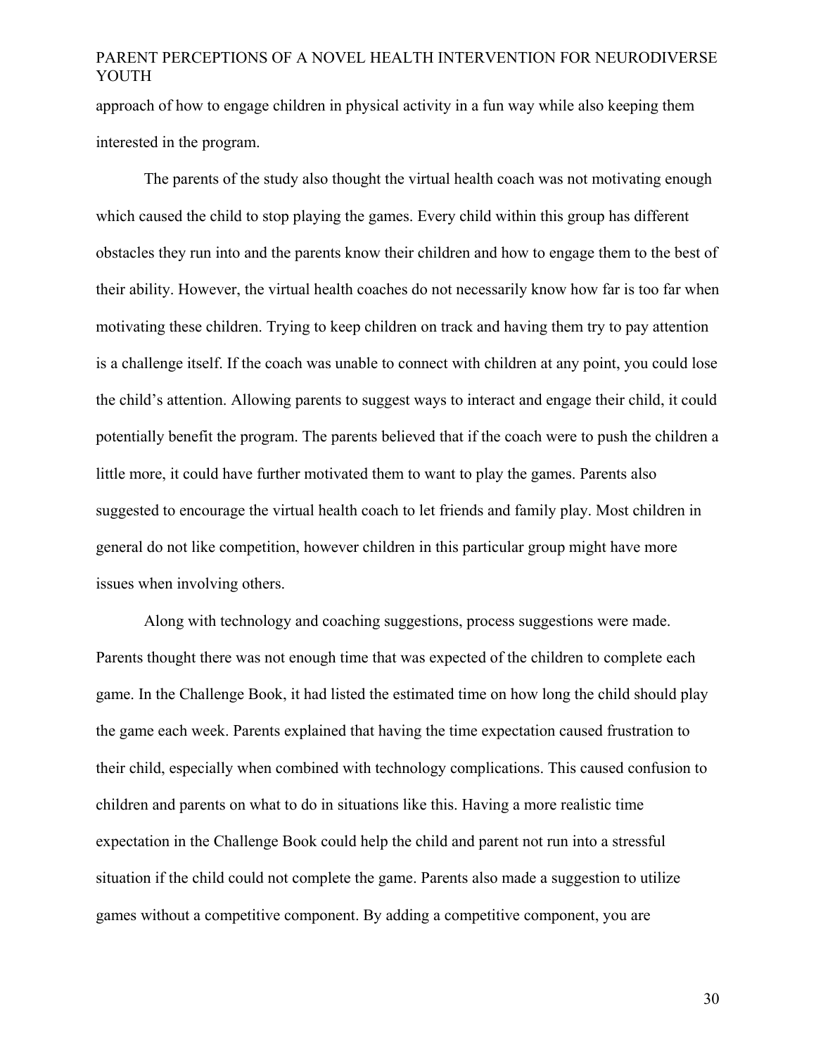approach of how to engage children in physical activity in a fun way while also keeping them interested in the program.

The parents of the study also thought the virtual health coach was not motivating enough which caused the child to stop playing the games. Every child within this group has different obstacles they run into and the parents know their children and how to engage them to the best of their ability. However, the virtual health coaches do not necessarily know how far is too far when motivating these children. Trying to keep children on track and having them try to pay attention is a challenge itself. If the coach was unable to connect with children at any point, you could lose the child's attention. Allowing parents to suggest ways to interact and engage their child, it could potentially benefit the program. The parents believed that if the coach were to push the children a little more, it could have further motivated them to want to play the games. Parents also suggested to encourage the virtual health coach to let friends and family play. Most children in general do not like competition, however children in this particular group might have more issues when involving others.

Along with technology and coaching suggestions, process suggestions were made. Parents thought there was not enough time that was expected of the children to complete each game. In the Challenge Book, it had listed the estimated time on how long the child should play the game each week. Parents explained that having the time expectation caused frustration to their child, especially when combined with technology complications. This caused confusion to children and parents on what to do in situations like this. Having a more realistic time expectation in the Challenge Book could help the child and parent not run into a stressful situation if the child could not complete the game. Parents also made a suggestion to utilize games without a competitive component. By adding a competitive component, you are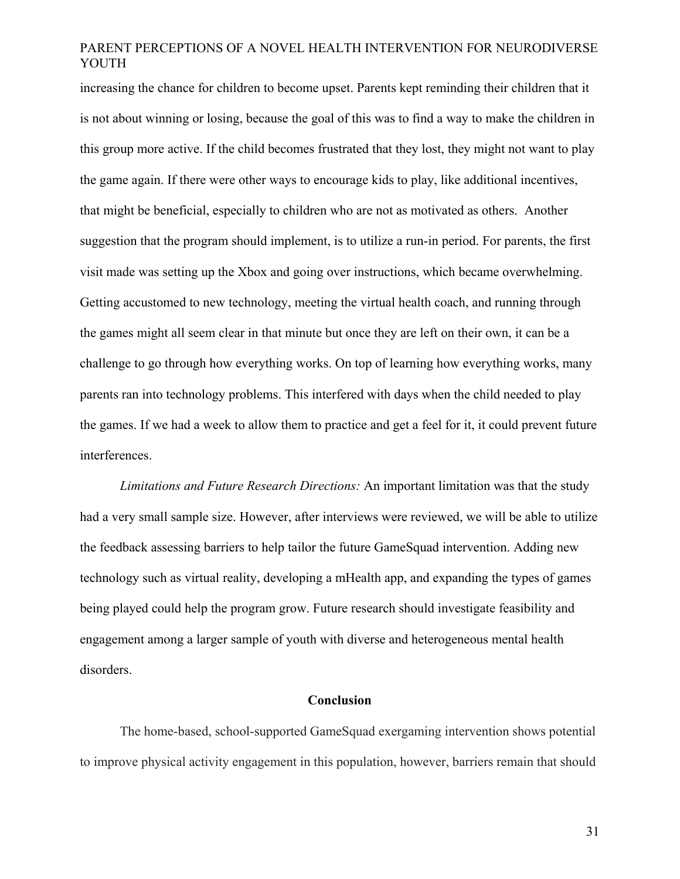increasing the chance for children to become upset. Parents kept reminding their children that it is not about winning or losing, because the goal of this was to find a way to make the children in this group more active. If the child becomes frustrated that they lost, they might not want to play the game again. If there were other ways to encourage kids to play, like additional incentives, that might be beneficial, especially to children who are not as motivated as others. Another suggestion that the program should implement, is to utilize a run-in period. For parents, the first visit made was setting up the Xbox and going over instructions, which became overwhelming. Getting accustomed to new technology, meeting the virtual health coach, and running through the games might all seem clear in that minute but once they are left on their own, it can be a challenge to go through how everything works. On top of learning how everything works, many parents ran into technology problems. This interfered with days when the child needed to play the games. If we had a week to allow them to practice and get a feel for it, it could prevent future interferences.

*Limitations and Future Research Directions:* An important limitation was that the study had a very small sample size. However, after interviews were reviewed, we will be able to utilize the feedback assessing barriers to help tailor the future GameSquad intervention. Adding new technology such as virtual reality, developing a mHealth app, and expanding the types of games being played could help the program grow. Future research should investigate feasibility and engagement among a larger sample of youth with diverse and heterogeneous mental health disorders.

## Conclusion

The home-based, school-supported GameSquad exergaming intervention shows potential to improve physical activity engagement in this population, however, barriers remain that should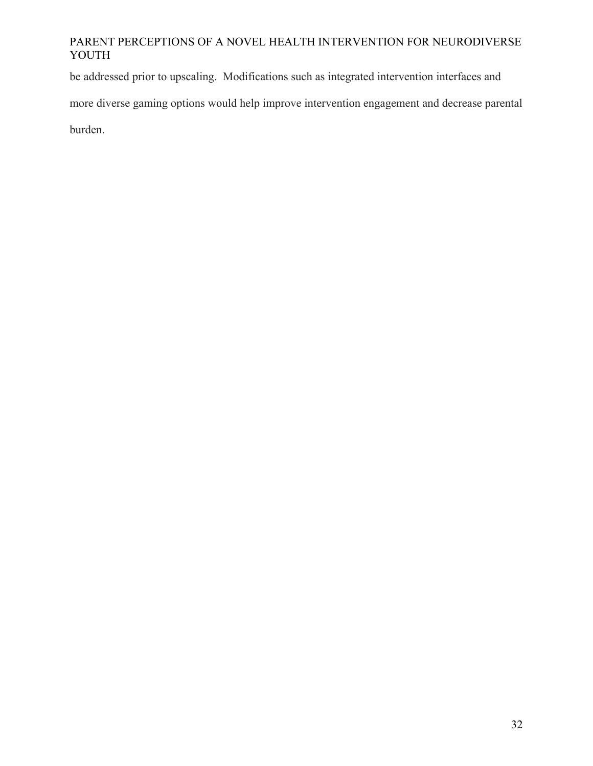be addressed prior to upscaling.  Modifications such as integrated intervention interfaces and more diverse gaming options would help improve intervention engagement and decrease parental burden.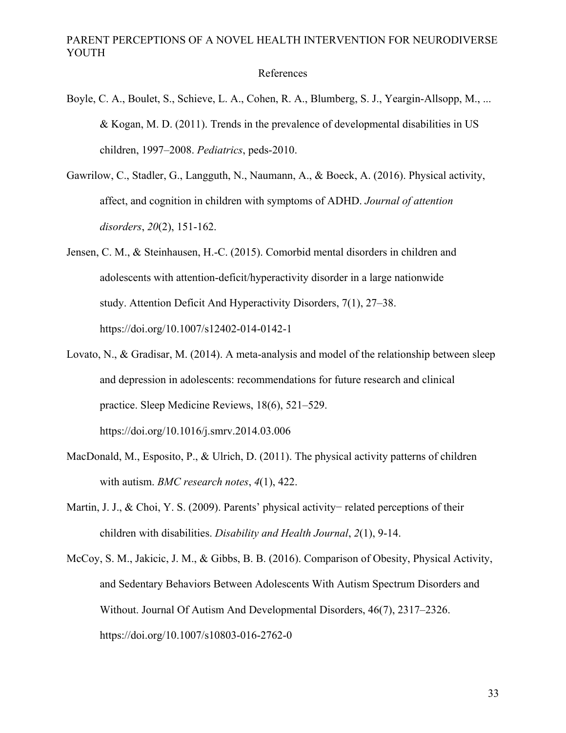## References

Boyle, C. A., Boulet, S., Schieve, L. A., Cohen, R. A., Blumberg, S. J., Yeargin-Allsopp, M., ... & Kogan, M. D. (2011). Trends in the prevalence of developmental disabilities in US children, 1997–2008. *Pediatrics*, peds-2010.

Gawrilow, C., Stadler, G., Langguth, N., Naumann, A., & Boeck, A. (2016). Physical activity, affect, and cognition in children with symptoms of ADHD. *Journal of attention disorders*, *20*(2), 151-162.

Jensen, C. M., & Steinhausen, H.-C. (2015). Comorbid mental disorders in children and adolescents with attention-deficit/hyperactivity disorder in a large nationwide study. Attention Deficit And Hyperactivity Disorders, 7(1), 27–38. https://doi.org/10.1007/s12402-014-0142-1

Lovato, N., & Gradisar, M. (2014). A meta-analysis and model of the relationship between sleep and depression in adolescents: recommendations for future research and clinical practice. Sleep Medicine Reviews, 18(6), 521–529. https://doi.org/10.1016/j.smrv.2014.03.006

MacDonald, M., Esposito, P., & Ulrich, D. (2011). The physical activity patterns of children with autism. *BMC research notes*, *4*(1), 422.

Martin, J. J., & Choi, Y. S. (2009). Parents' physical activity− related perceptions of their children with disabilities. *Disability and Health Journal*, *2*(1), 9-14.

McCoy, S. M., Jakicic, J. M., & Gibbs, B. B. (2016). Comparison of Obesity, Physical Activity, and Sedentary Behaviors Between Adolescents With Autism Spectrum Disorders and Without. Journal Of Autism And Developmental Disorders, 46(7), 2317–2326. https://doi.org/10.1007/s10803-016-2762-0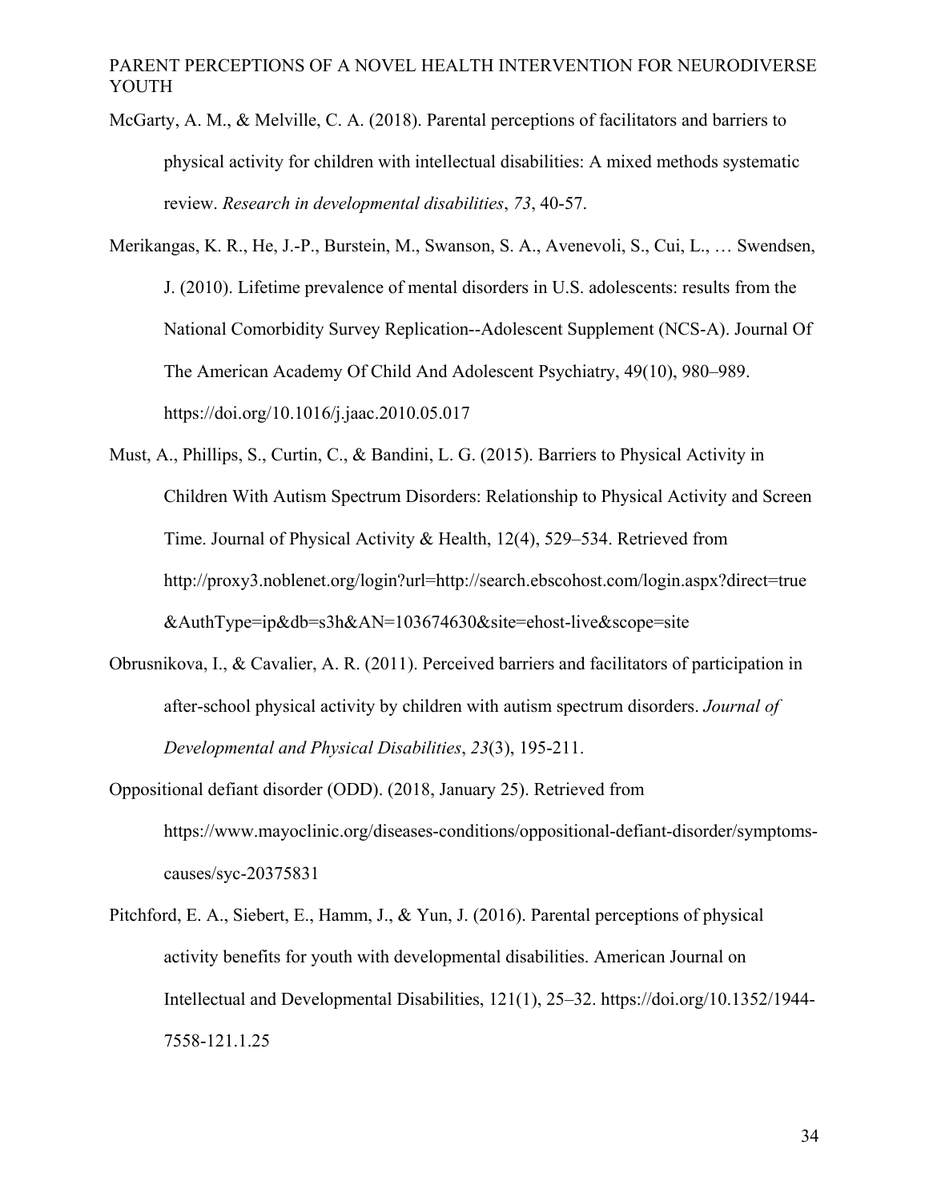McGarty, A. M., & Melville, C. A. (2018). Parental perceptions of facilitators and barriers to physical activity for children with intellectual disabilities: A mixed methods systematic review. *Research in developmental disabilities*, *73*, 40-57.

Merikangas, K. R., He, J.-P., Burstein, M., Swanson, S. A., Avenevoli, S., Cui, L., … Swendsen, J. (2010). Lifetime prevalence of mental disorders in U.S. adolescents: results from the National Comorbidity Survey Replication--Adolescent Supplement (NCS-A). Journal Of The American Academy Of Child And Adolescent Psychiatry, 49(10), 980–989. https://doi.org/10.1016/j.jaac.2010.05.017

Must, A., Phillips, S., Curtin, C., & Bandini, L. G. (2015). Barriers to Physical Activity in Children With Autism Spectrum Disorders: Relationship to Physical Activity and Screen Time. Journal of Physical Activity & Health, 12(4), 529–534. Retrieved from http://proxy3.noblenet.org/login?url=http://search.ebscohost.com/login.aspx?direct=true&AuthType=ip&db=s3h&AN=103674630&site=ehost-live&scope=site

Obrusnikova, I., & Cavalier, A. R. (2011). Perceived barriers and facilitators of participation in after-school physical activity by children with autism spectrum disorders. *Journal of Developmental and Physical Disabilities*, *23*(3), 195-211.

Oppositional defiant disorder (ODD). (2018, January 25). Retrieved from https://www.mayoclinic.org/diseases-conditions/oppositional-defiant-disorder/symptoms-causes/syc-20375831

Pitchford, E. A., Siebert, E., Hamm, J., & Yun, J. (2016). Parental perceptions of physical activity benefits for youth with developmental disabilities. American Journal on Intellectual and Developmental Disabilities, 121(1), 25–32. https://doi.org/10.1352/1944-7558-121.1.25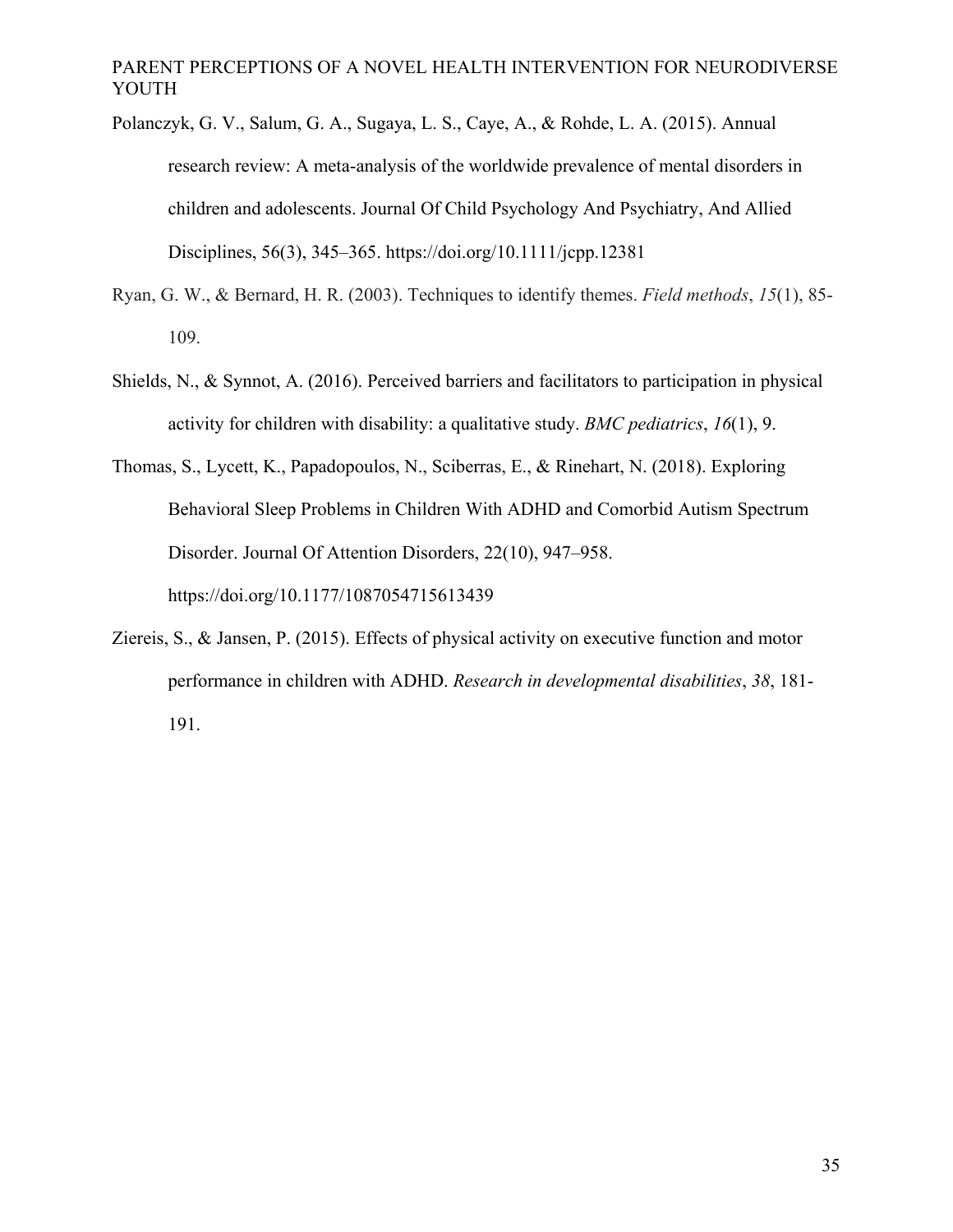Polanczyk, G. V., Salum, G. A., Sugaya, L. S., Caye, A., & Rohde, L. A. (2015). Annual research review: A meta-analysis of the worldwide prevalence of mental disorders in children and adolescents. Journal Of Child Psychology And Psychiatry, And Allied Disciplines, 56(3), 345–365. https://doi.org/10.1111/jcpp.12381

Ryan, G. W., & Bernard, H. R. (2003). Techniques to identify themes. *Field methods*, *15*(1), 85-109.

Shields, N., & Synnot, A. (2016). Perceived barriers and facilitators to participation in physical activity for children with disability: a qualitative study. *BMC pediatrics*, *16*(1), 9.

Thomas, S., Lycett, K., Papadopoulos, N., Sciberras, E., & Rinehart, N. (2018). Exploring Behavioral Sleep Problems in Children With ADHD and Comorbid Autism Spectrum Disorder. Journal Of Attention Disorders, 22(10), 947–958. https://doi.org/10.1177/1087054715613439

Ziereis, S., & Jansen, P. (2015). Effects of physical activity on executive function and motor performance in children with ADHD. *Research in developmental disabilities*, *38*, 181-191.